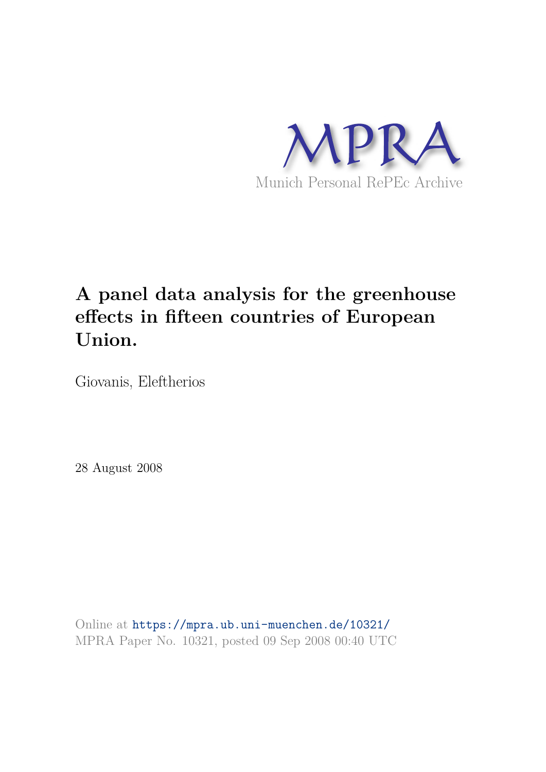MPRA

Munich Personal RePEc Archive

# A panel data analysis for the greenhouse effects in fifteen countries of European Union.

Giovanis, Eleftherios

28 August 2008

Online at https://mpra.ub.uni-muenchen.de/10321/
MPRA Paper No. 10321, posted 09 Sep 2008 00:40 UTC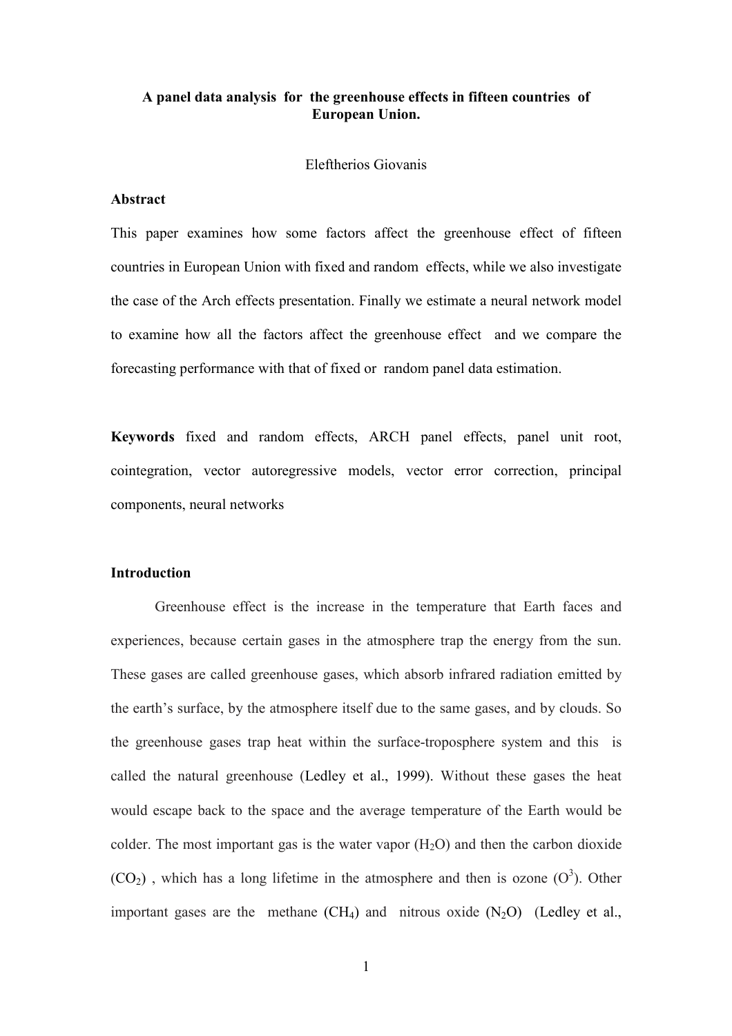**A panel data analysis for the greenhouse effects in fifteen countries of European Union.**

Eleftherios Giovanis

**Abstract**

This paper examines how some factors affect the greenhouse effect of fifteen countries in European Union with fixed and random effects, while we also investigate the case of the Arch effects presentation. Finally we estimate a neural network model to examine how all the factors affect the greenhouse effect and we compare the forecasting performance with that of fixed or random panel data estimation.

**Keywords** fixed and random effects, ARCH panel effects, panel unit root, cointegration, vector autoregressive models, vector error correction, principal components, neural networks

**Introduction**

Greenhouse effect is the increase in the temperature that Earth faces and experiences, because certain gases in the atmosphere trap the energy from the sun. These gases are called greenhouse gases, which absorb infrared radiation emitted by the earth's surface, by the atmosphere itself due to the same gases, and by clouds. So the greenhouse gases trap heat within the surface-troposphere system and this is called the natural greenhouse (Ledley et al., 1999). Without these gases the heat would escape back to the space and the average temperature of the Earth would be colder. The most important gas is the water vapor ($H_2O$) and then the carbon dioxide ($CO_2$), which has a long lifetime in the atmosphere and then is ozone ($O^3$). Other important gases are the methane ($CH_4$) and nitrous oxide ($N_2O$) (Ledley et al.,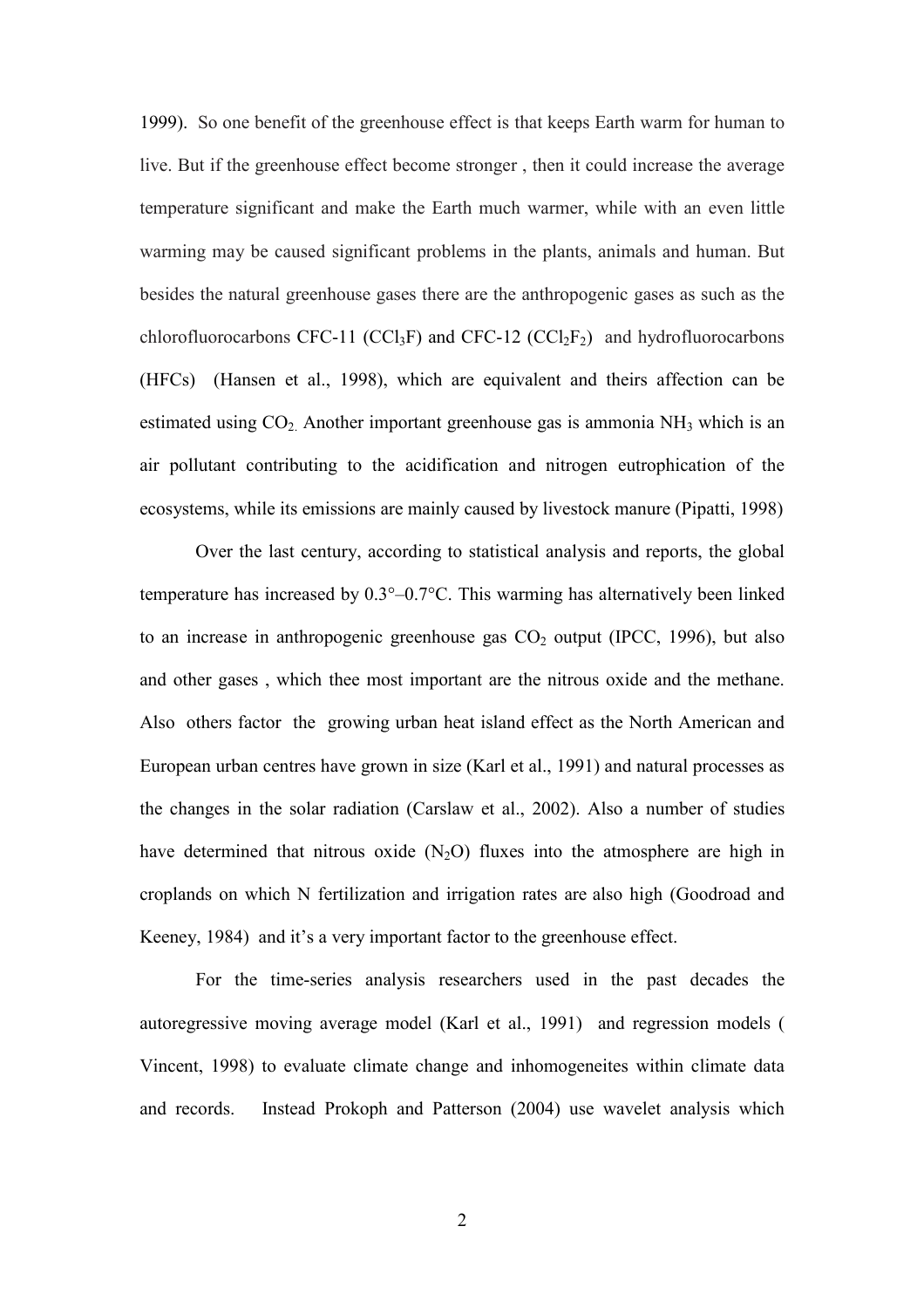1999). So one benefit of the greenhouse effect is that keeps Earth warm for human to live. But if the greenhouse effect become stronger , then it could increase the average temperature significant and make the Earth much warmer, while with an even little warming may be caused significant problems in the plants, animals and human. But besides the natural greenhouse gases there are the anthropogenic gases as such as the chlorofluorocarbons CFC-11 ($CCl_3F$) and CFC-12 ($CCl_2F_2$) and hydrofluorocarbons (HFCs) (Hansen et al., 1998), which are equivalent and theirs affection can be estimated using $CO_2$. Another important greenhouse gas is ammonia $NH_3$ which is an air pollutant contributing to the acidification and nitrogen eutrophication of the ecosystems, while its emissions are mainly caused by livestock manure (Pipatti, 1998)

Over the last century, according to statistical analysis and reports, the global temperature has increased by 0.3°–0.7°C. This warming has alternatively been linked to an increase in anthropogenic greenhouse gas $CO_2$ output (IPCC, 1996), but also and other gases , which thee most important are the nitrous oxide and the methane. Also others factor the growing urban heat island effect as the North American and European urban centres have grown in size (Karl et al., 1991) and natural processes as the changes in the solar radiation (Carslaw et al., 2002). Also a number of studies have determined that nitrous oxide ($N_2O$) fluxes into the atmosphere are high in croplands on which N fertilization and irrigation rates are also high (Goodroad and Keeney, 1984) and it's a very important factor to the greenhouse effect.

For the time-series analysis researchers used in the past decades the autoregressive moving average model (Karl et al., 1991) and regression models ( Vincent, 1998) to evaluate climate change and inhomogeneites within climate data and records. Instead Prokoph and Patterson (2004) use wavelet analysis which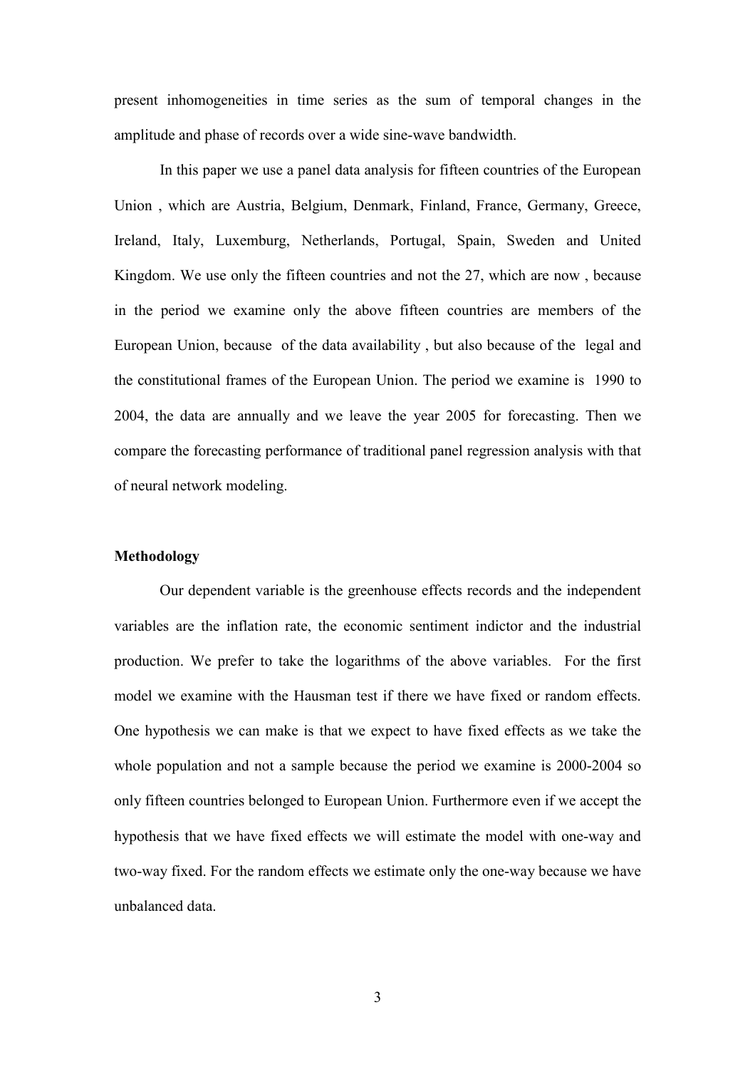present inhomogeneities in time series as the sum of temporal changes in the amplitude and phase of records over a wide sine-wave bandwidth.

In this paper we use a panel data analysis for fifteen countries of the European Union , which are Austria, Belgium, Denmark, Finland, France, Germany, Greece, Ireland, Italy, Luxemburg, Netherlands, Portugal, Spain, Sweden and United Kingdom. We use only the fifteen countries and not the 27, which are now , because in the period we examine only the above fifteen countries are members of the European Union, because of the data availability , but also because of the legal and the constitutional frames of the European Union. The period we examine is 1990 to 2004, the data are annually and we leave the year 2005 for forecasting. Then we compare the forecasting performance of traditional panel regression analysis with that of neural network modeling.

**Methodology**

Our dependent variable is the greenhouse effects records and the independent variables are the inflation rate, the economic sentiment indictor and the industrial production. We prefer to take the logarithms of the above variables. For the first model we examine with the Hausman test if there we have fixed or random effects. One hypothesis we can make is that we expect to have fixed effects as we take the whole population and not a sample because the period we examine is 2000-2004 so only fifteen countries belonged to European Union. Furthermore even if we accept the hypothesis that we have fixed effects we will estimate the model with one-way and two-way fixed. For the random effects we estimate only the one-way because we have unbalanced data.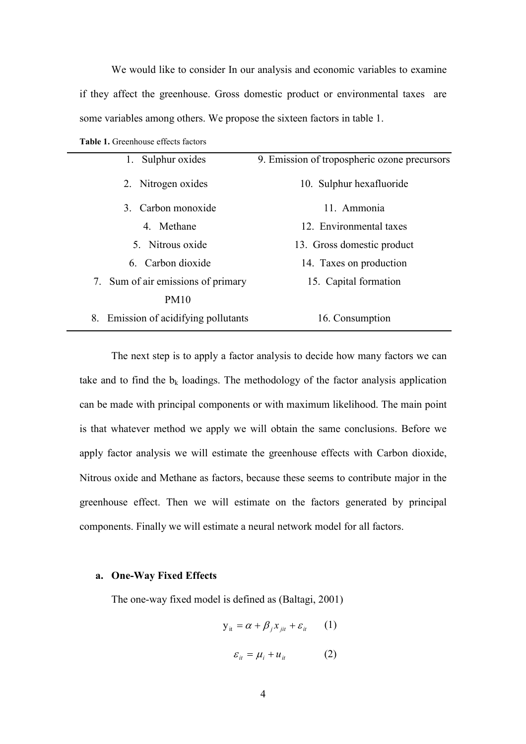We would like to consider In our analysis and economic variables to examine if they affect the greenhouse. Gross domestic product or environmental taxes are some variables among others. We propose the sixteen factors in table 1.

**Table 1.** Greenhouse effects factors

| | |
|---|---|
| 1. Sulphur oxides | 9. Emission of tropospheric ozone precursors |
| 2. Nitrogen oxides | 10. Sulphur hexafluoride |
| 3. Carbon monoxide | 11. Ammonia |
| 4. Methane | 12. Environmental taxes |
| 5. Nitrous oxide | 13. Gross domestic product |
| 6. Carbon dioxide | 14. Taxes on production |
| 7. Sum of air emissions of primary PM10 | 15. Capital formation |
| 8. Emission of acidifying pollutants | 16. Consumption |

The next step is to apply a factor analysis to decide how many factors we can take and to find the $b_k$ loadings. The methodology of the factor analysis application can be made with principal components or with maximum likelihood. The main point is that whatever method we apply we will obtain the same conclusions. Before we apply factor analysis we will estimate the greenhouse effects with Carbon dioxide, Nitrous oxide and Methane as factors, because these seems to contribute major in the greenhouse effect. Then we will estimate on the factors generated by principal components. Finally we will estimate a neural network model for all factors.

**a. One-Way Fixed Effects**

The one-way fixed model is defined as (Baltagi, 2001)

$$y_{it} = \alpha + \beta_j x_{jit} + \varepsilon_{it} \qquad (1)$$

$$\varepsilon_{it} = \mu_i + u_{it} \qquad (2)$$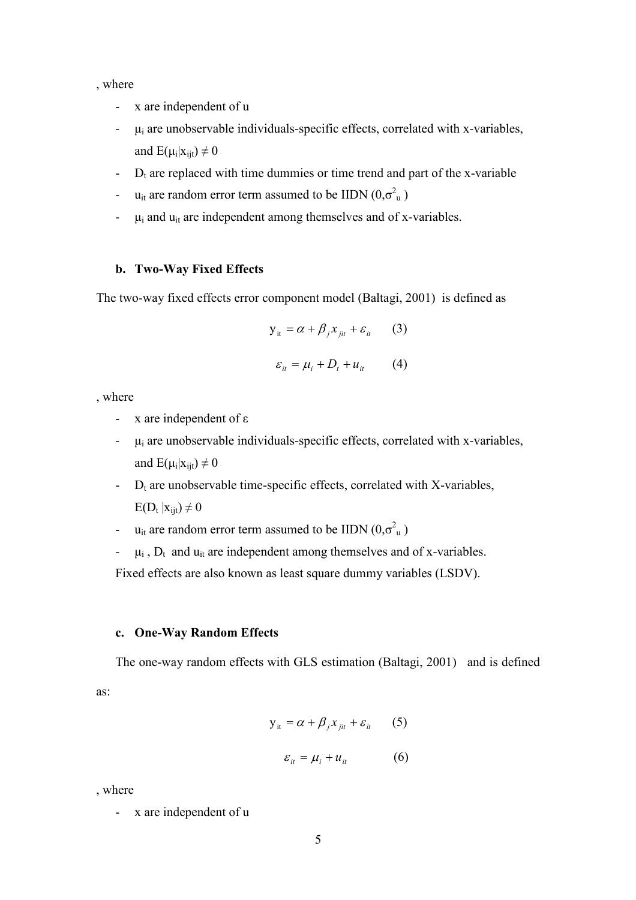, where

- x are independent of u
- $\mu_i$ are unobservable individuals-specific effects, correlated with x-variables, and $E(\mu_i|x_{ijt}) \neq 0$
- $D_t$ are replaced with time dummies or time trend and part of the x-variable
- $u_{it}$ are random error term assumed to be IIDN $(0,\sigma^2_u)$
- $\mu_i$ and $u_{it}$ are independent among themselves and of x-variables.

### b. Two-Way Fixed Effects

The two-way fixed effects error component model (Baltagi, 2001) is defined as

$$y_{it} = \alpha + \beta_j x_{jit} + \varepsilon_{it} \qquad (3)$$

$$\varepsilon_{it} = \mu_i + D_t + u_{it} \qquad (4)$$

, where

- x are independent of ε
- $\mu_i$ are unobservable individuals-specific effects, correlated with x-variables, and $E(\mu_i|x_{ijt}) \neq 0$
- $D_t$ are unobservable time-specific effects, correlated with X-variables, $E(D_t\,|x_{ijt}) \neq 0$
- $u_{it}$ are random error term assumed to be IIDN $(0,\sigma^2_u)$
- $\mu_i$ , $D_t$ and $u_{it}$ are independent among themselves and of x-variables.

Fixed effects are also known as least square dummy variables (LSDV).

### c. One-Way Random Effects

The one-way random effects with GLS estimation (Baltagi, 2001) and is defined as:

$$y_{it} = \alpha + \beta_j x_{jit} + \varepsilon_{it} \qquad (5)$$

$$\varepsilon_{it} = \mu_i + u_{it} \qquad (6)$$

, where

- x are independent of u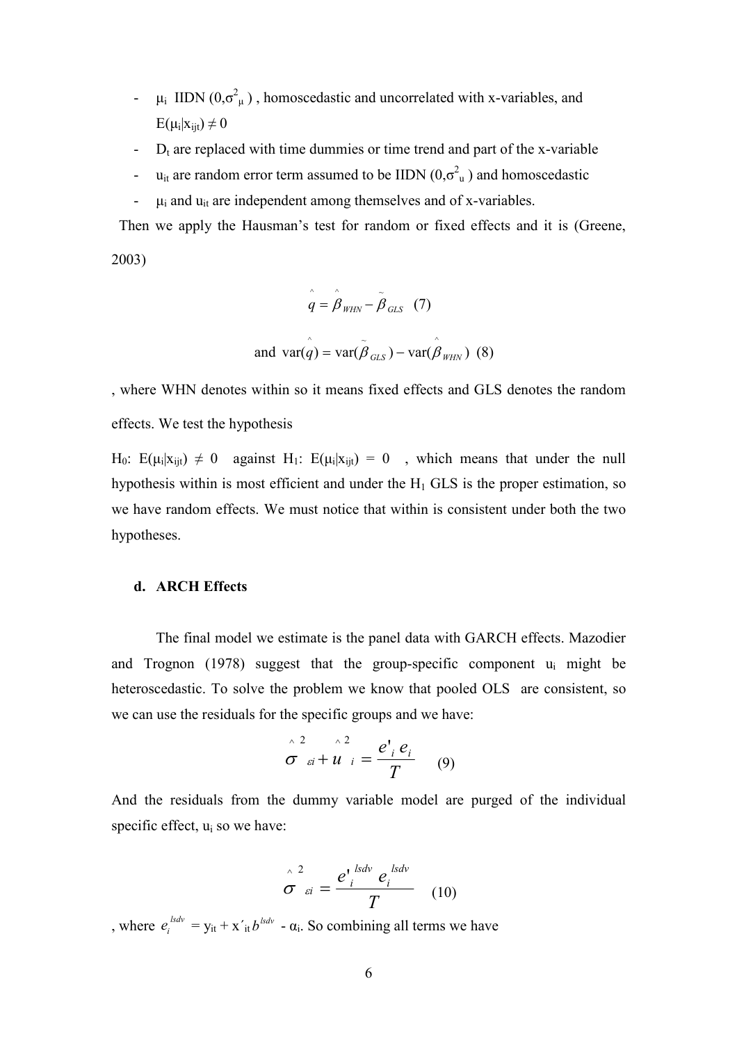- $\mu_i$ IIDN $(0,\sigma^2_\mu)$ , homoscedastic and uncorrelated with x-variables, and $E(\mu_i|x_{ijt}) \neq 0$
- $D_t$ are replaced with time dummies or time trend and part of the x-variable
- $u_{it}$ are random error term assumed to be IIDN $(0,\sigma^2_u)$ and homoscedastic
- $\mu_i$ and $u_{it}$ are independent among themselves and of x-variables.

Then we apply the Hausman's test for random or fixed effects and it is (Greene, 2003)

$$\hat{q} = \hat{\beta}_{WHN} - \tilde{\beta}_{GLS} \quad (7)$$

$$\text{and } \operatorname{var}(\hat{q}) = \operatorname{var}(\tilde{\beta}_{GLS}) - \operatorname{var}(\hat{\beta}_{WHN}) \quad (8)$$

, where WHN denotes within so it means fixed effects and GLS denotes the random effects. We test the hypothesis

$H_0$: $E(\mu_i|x_{ijt}) \neq 0$ against $H_1$: $E(\mu_i|x_{ijt}) = 0$ , which means that under the null hypothesis within is most efficient and under the $H_1$ GLS is the proper estimation, so we have random effects. We must notice that within is consistent under both the two hypotheses.

### d. ARCH Effects

The final model we estimate is the panel data with GARCH effects. Mazodier and Trognon (1978) suggest that the group-specific component $u_i$ might be heteroscedastic. To solve the problem we know that pooled OLS are consistent, so we can use the residuals for the specific groups and we have:

$$\hat{\sigma}^2_{\varepsilon i} + \hat{u}^2_i = \frac{e'_i e_i}{T} \quad (9)$$

And the residuals from the dummy variable model are purged of the individual specific effect, $u_i$ so we have:

$$\hat{\sigma}^2_{\varepsilon i} = \frac{e'^{lsdv}_i e^{lsdv}_i}{T} \quad (10)$$

, where $e^{lsdv}_i = y_{it} + x'_{it} b^{lsdv} - \alpha_i$. So combining all terms we have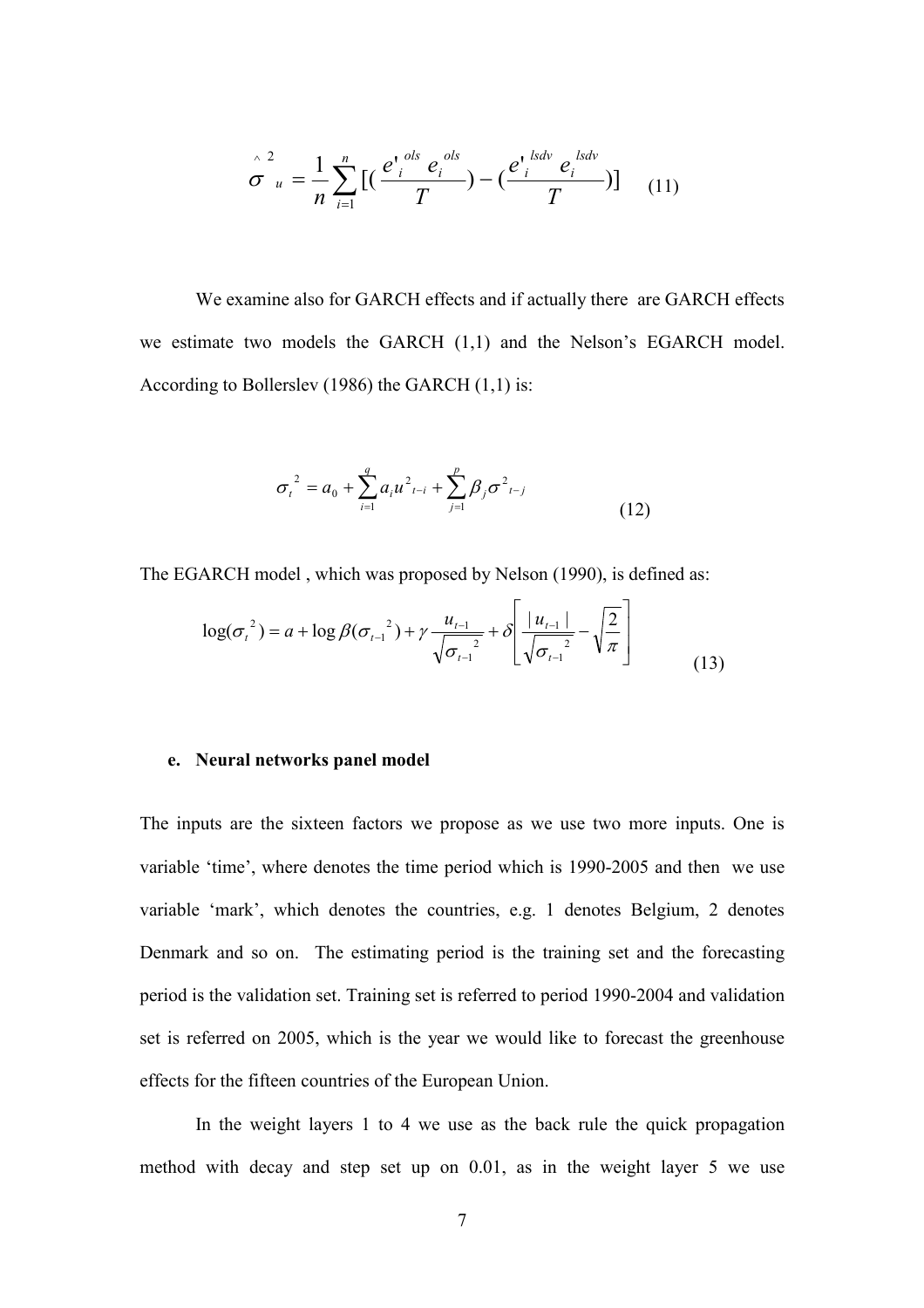$$\hat{\sigma}^2_u = \frac{1}{n}\sum_{i=1}^{n}\left[\left(\frac{e'^{ols}_i e^{ols}_i}{T}\right) - \left(\frac{e'^{lsdv}_i e^{lsdv}_i}{T}\right)\right] \quad (11)$$

We examine also for GARCH effects and if actually there are GARCH effects we estimate two models the GARCH (1,1) and the Nelson's EGARCH model. According to Bollerslev (1986) the GARCH (1,1) is:

$$\sigma_t^2 = a_0 + \sum_{i=1}^{q} a_i u^2_{t-i} + \sum_{j=1}^{p} \beta_j \sigma^2_{t-j} \quad (12)$$

The EGARCH model , which was proposed by Nelson (1990), is defined as:

$$\log(\sigma_t^2) = a + \log\beta(\sigma_{t-1}^2) + \gamma \frac{u_{t-1}}{\sqrt{\sigma_{t-1}^2}} + \delta\left[\frac{|u_{t-1}|}{\sqrt{\sigma_{t-1}^2}} - \sqrt{\frac{2}{\pi}}\right] \quad (13)$$

**e. Neural networks panel model**

The inputs are the sixteen factors we propose as we use two more inputs. One is variable 'time', where denotes the time period which is 1990-2005 and then we use variable 'mark', which denotes the countries, e.g. 1 denotes Belgium, 2 denotes Denmark and so on. The estimating period is the training set and the forecasting period is the validation set. Training set is referred to period 1990-2004 and validation set is referred on 2005, which is the year we would like to forecast the greenhouse effects for the fifteen countries of the European Union.

In the weight layers 1 to 4 we use as the back rule the quick propagation method with decay and step set up on 0.01, as in the weight layer 5 we use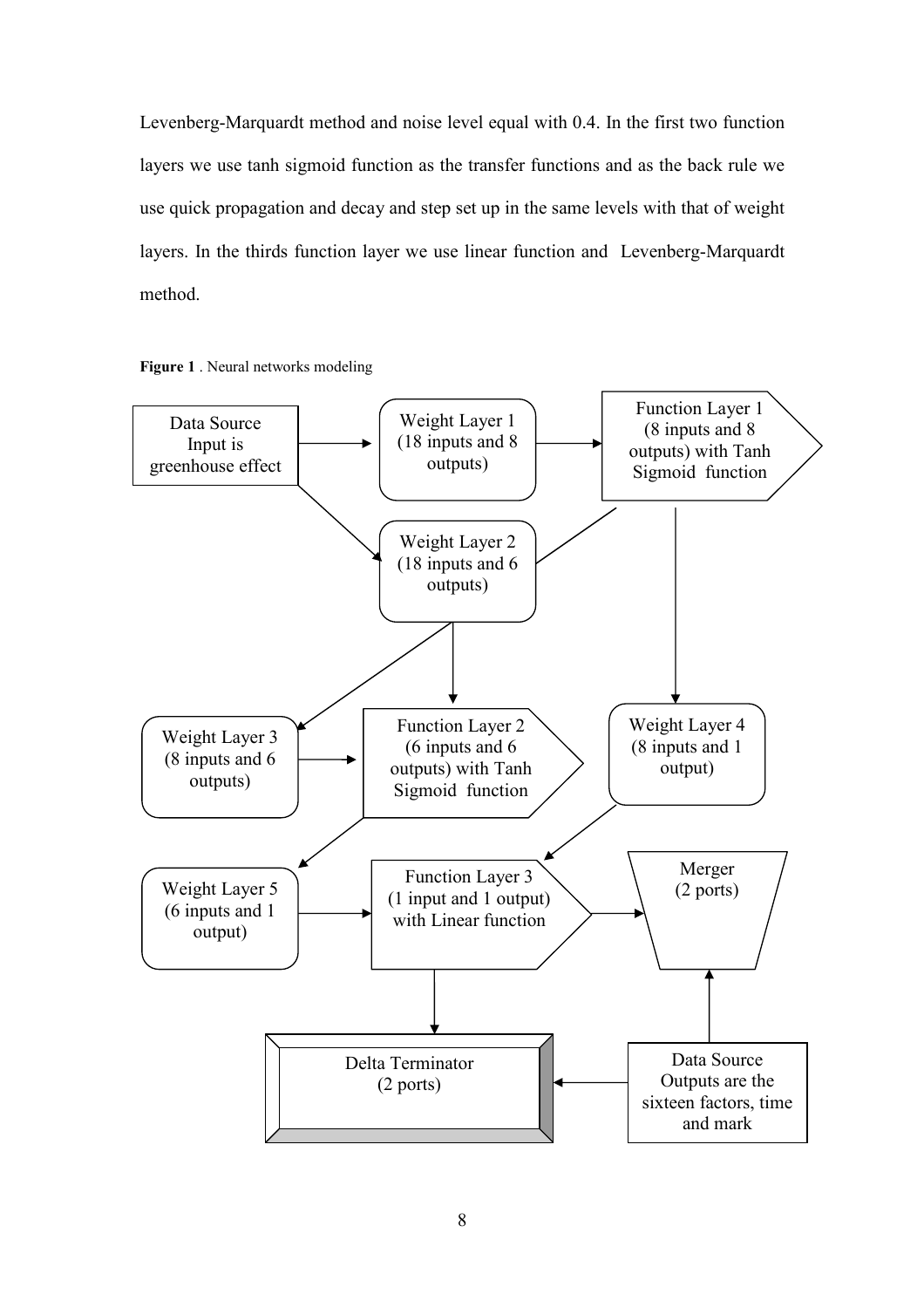Levenberg-Marquardt method and noise level equal with 0.4. In the first two function layers we use tanh sigmoid function as the transfer functions and as the back rule we use quick propagation and decay and step set up in the same levels with that of weight layers. In the thirds function layer we use linear function and Levenberg-Marquardt method.

**Figure 1** . Neural networks modeling

- Data Source Input is greenhouse effect
- Weight Layer 1 (18 inputs and 8 outputs)
- Function Layer 1 (8 inputs and 8 outputs) with Tanh Sigmoid function
- Weight Layer 2 (18 inputs and 6 outputs)
- Weight Layer 3 (8 inputs and 6 outputs)
- Function Layer 2 (6 inputs and 6 outputs) with Tanh Sigmoid function
- Weight Layer 4 (8 inputs and 1 output)
- Weight Layer 5 (6 inputs and 1 output)
- Function Layer 3 (1 input and 1 output) with Linear function
- Merger (2 ports)
- Delta Terminator (2 ports)
- Data Source Outputs are the sixteen factors, time and mark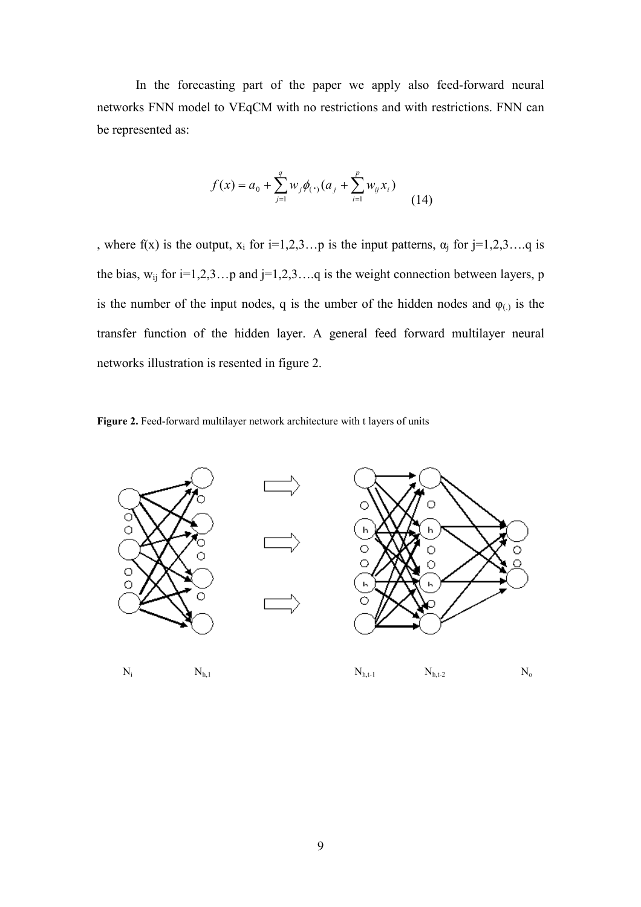In the forecasting part of the paper we apply also feed-forward neural networks FNN model to VEqCM with no restrictions and with restrictions. FNN can be represented as:

$$f(x) = a_0 + \sum_{j=1}^{q} w_j \phi_{(\cdot)}(a_j + \sum_{i=1}^{p} w_{ij} x_i) \tag{14}$$

, where f(x) is the output, $x_i$ for i=1,2,3…p is the input patterns, $\alpha_j$ for j=1,2,3….q is the bias, $w_{ij}$ for i=1,2,3…p and j=1,2,3….q is the weight connection between layers, p is the number of the input nodes, q is the umber of the hidden nodes and $\varphi_{(.)}$ is the transfer function of the hidden layer. A general feed forward multilayer neural networks illustration is resented in figure 2.

**Figure 2.** Feed-forward multilayer network architecture with t layers of units

$N_i$ $N_{h,1}$ $N_{h,t-1}$ $N_{h,t-2}$ $N_o$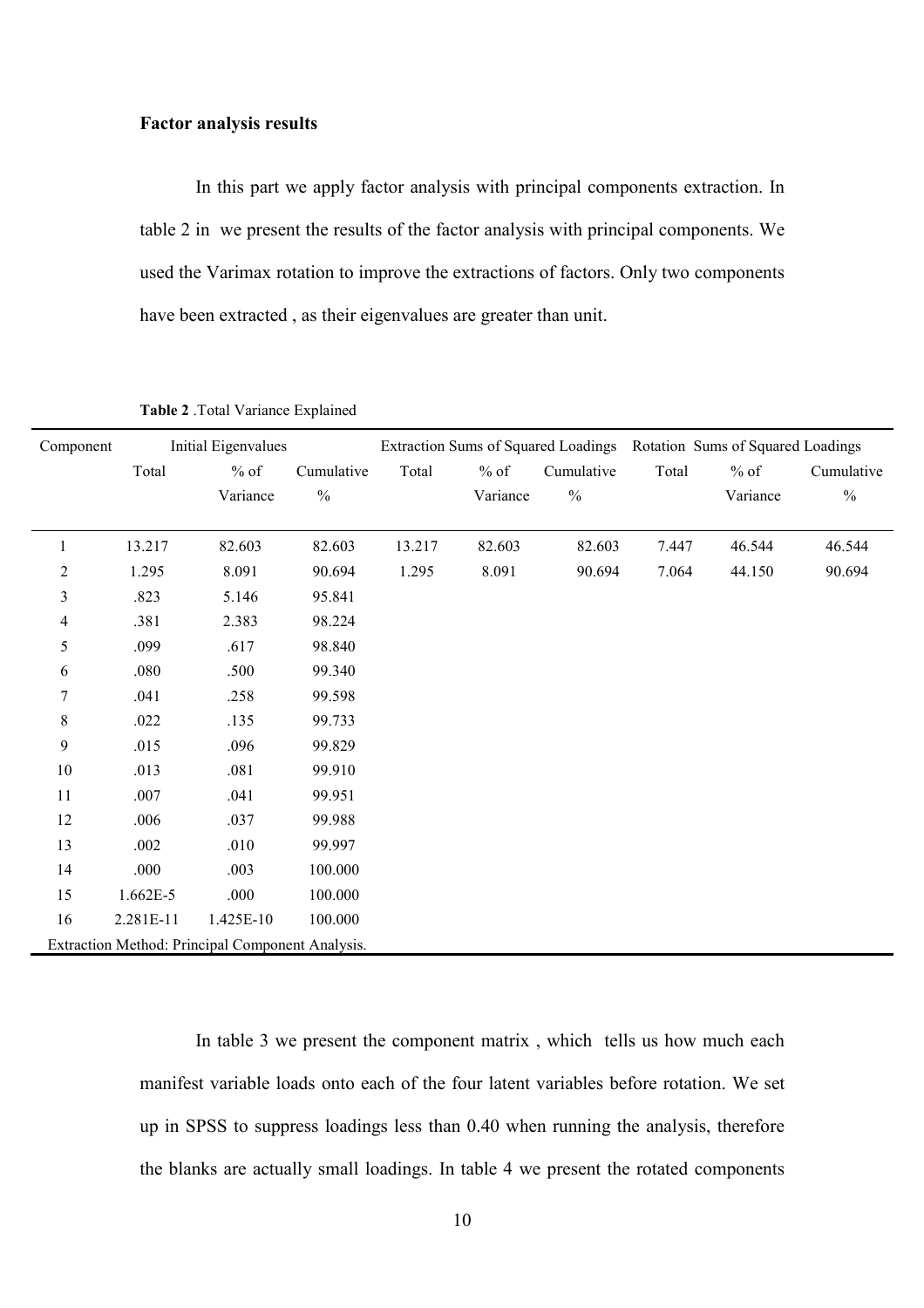**Factor analysis results**

In this part we apply factor analysis with principal components extraction. In table 2 in we present the results of the factor analysis with principal components. We used the Varimax rotation to improve the extractions of factors. Only two components have been extracted , as their eigenvalues are greater than unit.

**Table 2** .Total Variance Explained

| Component | Initial Eigenvalues | | | Extraction Sums of Squared Loadings | | | Rotation Sums of Squared Loadings | | |
|---|---|---|---|---|---|---|---|---|---|
| | Total | % of Variance | Cumulative % | Total | % of Variance | Cumulative % | Total | % of Variance | Cumulative % |
| 1 | 13.217 | 82.603 | 82.603 | 13.217 | 82.603 | 82.603 | 7.447 | 46.544 | 46.544 |
| 2 | 1.295 | 8.091 | 90.694 | 1.295 | 8.091 | 90.694 | 7.064 | 44.150 | 90.694 |
| 3 | .823 | 5.146 | 95.841 | | | | | | |
| 4 | .381 | 2.383 | 98.224 | | | | | | |
| 5 | .099 | .617 | 98.840 | | | | | | |
| 6 | .080 | .500 | 99.340 | | | | | | |
| 7 | .041 | .258 | 99.598 | | | | | | |
| 8 | .022 | .135 | 99.733 | | | | | | |
| 9 | .015 | .096 | 99.829 | | | | | | |
| 10 | .013 | .081 | 99.910 | | | | | | |
| 11 | .007 | .041 | 99.951 | | | | | | |
| 12 | .006 | .037 | 99.988 | | | | | | |
| 13 | .002 | .010 | 99.997 | | | | | | |
| 14 | .000 | .003 | 100.000 | | | | | | |
| 15 | 1.662E-5 | .000 | 100.000 | | | | | | |
| 16 | 2.281E-11 | 1.425E-10 | 100.000 | | | | | | |

Extraction Method: Principal Component Analysis.

In table 3 we present the component matrix , which tells us how much each manifest variable loads onto each of the four latent variables before rotation. We set up in SPSS to suppress loadings less than 0.40 when running the analysis, therefore the blanks are actually small loadings. In table 4 we present the rotated components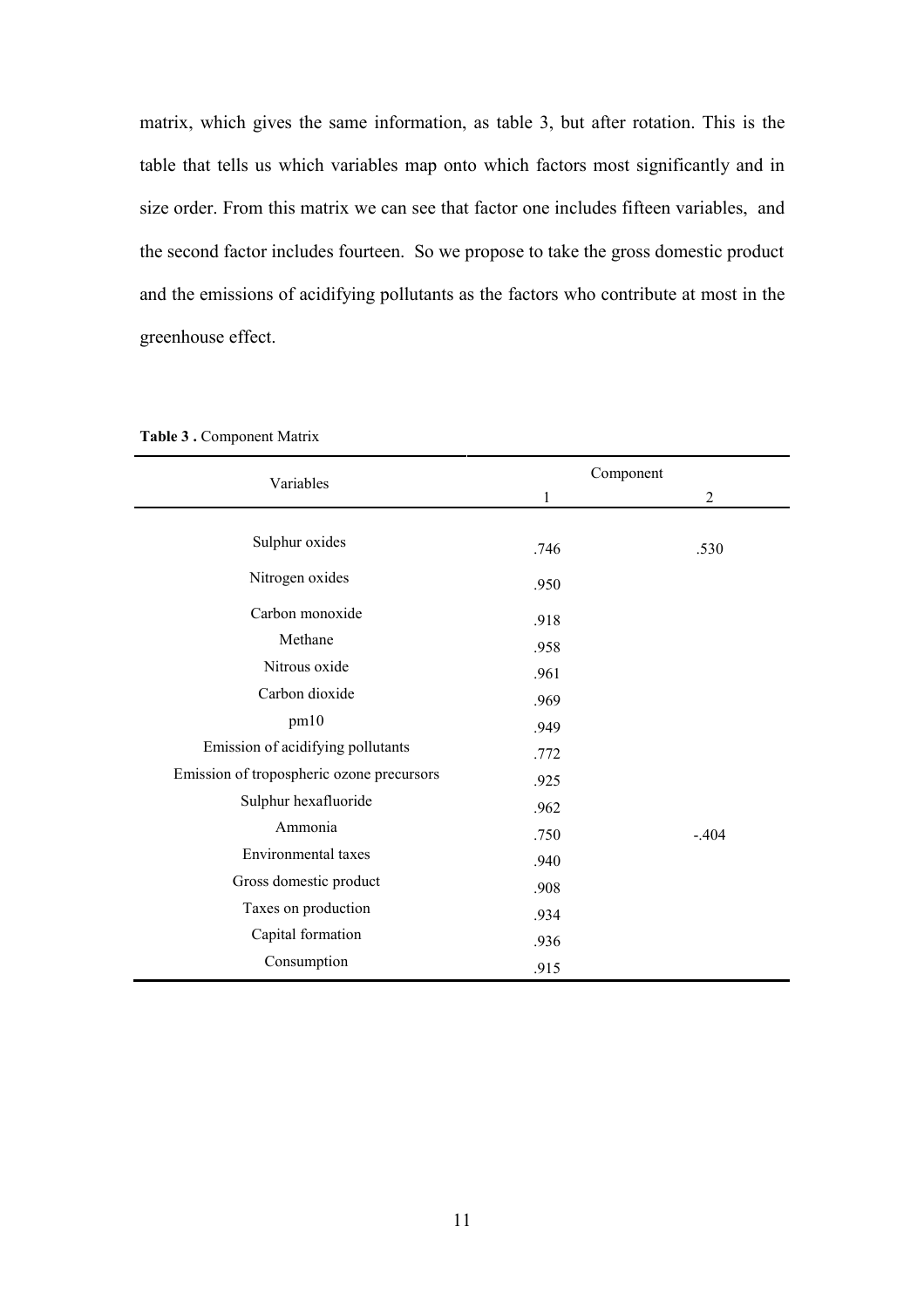matrix, which gives the same information, as table 3, but after rotation. This is the table that tells us which variables map onto which factors most significantly and in size order. From this matrix we can see that factor one includes fifteen variables, and the second factor includes fourteen. So we propose to take the gross domestic product and the emissions of acidifying pollutants as the factors who contribute at most in the greenhouse effect.

**Table 3 .** Component Matrix

| Variables | Component | |
|---|---|---|
| | 1 | 2 |
| Sulphur oxides | .746 | .530 |
| Nitrogen oxides | .950 | |
| Carbon monoxide | .918 | |
| Methane | .958 | |
| Nitrous oxide | .961 | |
| Carbon dioxide | .969 | |
| pm10 | .949 | |
| Emission of acidifying pollutants | .772 | |
| Emission of tropospheric ozone precursors | .925 | |
| Sulphur hexafluoride | .962 | |
| Ammonia | .750 | -.404 |
| Environmental taxes | .940 | |
| Gross domestic product | .908 | |
| Taxes on production | .934 | |
| Capital formation | .936 | |
| Consumption | .915 | |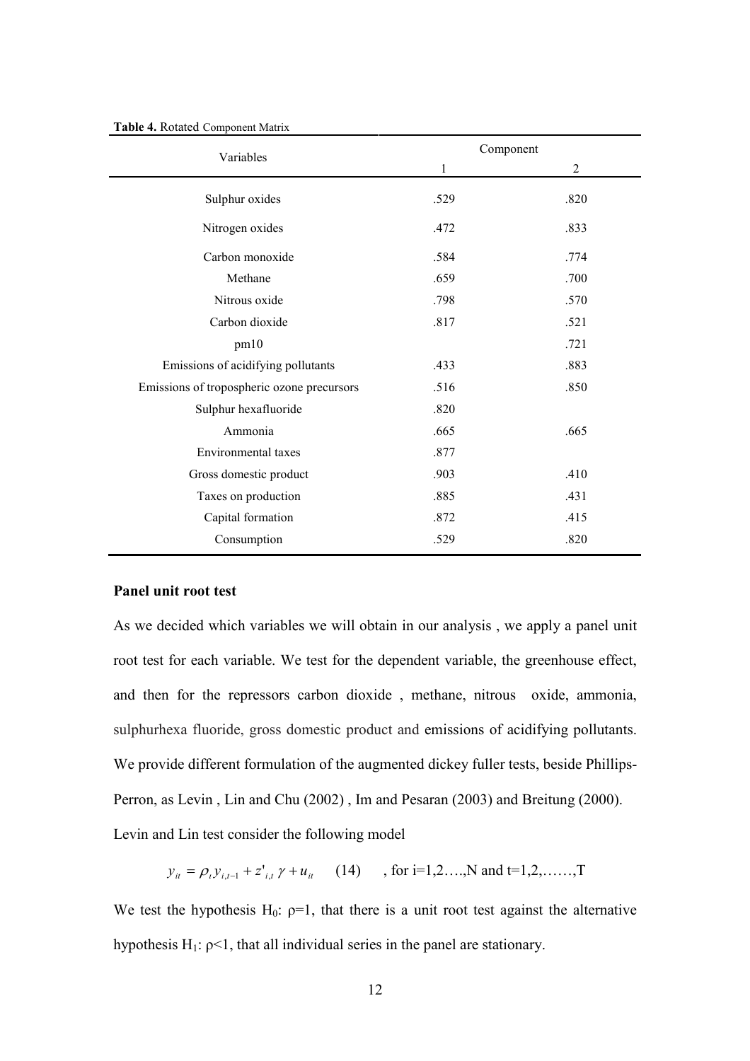**Table 4.** Rotated Component Matrix

| Variables | Component | |
|---|---|---|
| | 1 | 2 |
| Sulphur oxides | .529 | .820 |
| Nitrogen oxides | .472 | .833 |
| Carbon monoxide | .584 | .774 |
| Methane | .659 | .700 |
| Nitrous oxide | .798 | .570 |
| Carbon dioxide | .817 | .521 |
| pm10 | | .721 |
| Emissions of acidifying pollutants | .433 | .883 |
| Emissions of tropospheric ozone precursors | .516 | .850 |
| Sulphur hexafluoride | .820 | |
| Ammonia | .665 | .665 |
| Environmental taxes | .877 | |
| Gross domestic product | .903 | .410 |
| Taxes on production | .885 | .431 |
| Capital formation | .872 | .415 |
| Consumption | .529 | .820 |

**Panel unit root test**

As we decided which variables we will obtain in our analysis , we apply a panel unit root test for each variable. We test for the dependent variable, the greenhouse effect, and then for the repressors carbon dioxide , methane, nitrous oxide, ammonia, sulphurhexa fluoride, gross domestic product and emissions of acidifying pollutants. We provide different formulation of the augmented dickey fuller tests, beside Phillips-Perron, as Levin , Lin and Chu (2002) , Im and Pesaran (2003) and Breitung (2000). Levin and Lin test consider the following model

$$y_{it} = \rho_t y_{i,t-1} + z'_{i,t}\gamma + u_{it} \qquad (14) \qquad \text{, for i=1,2....,N and t=1,2,......,T}$$

We test the hypothesis $H_0$: $\rho=1$, that there is a unit root test against the alternative hypothesis $H_1$: $\rho<1$, that all individual series in the panel are stationary.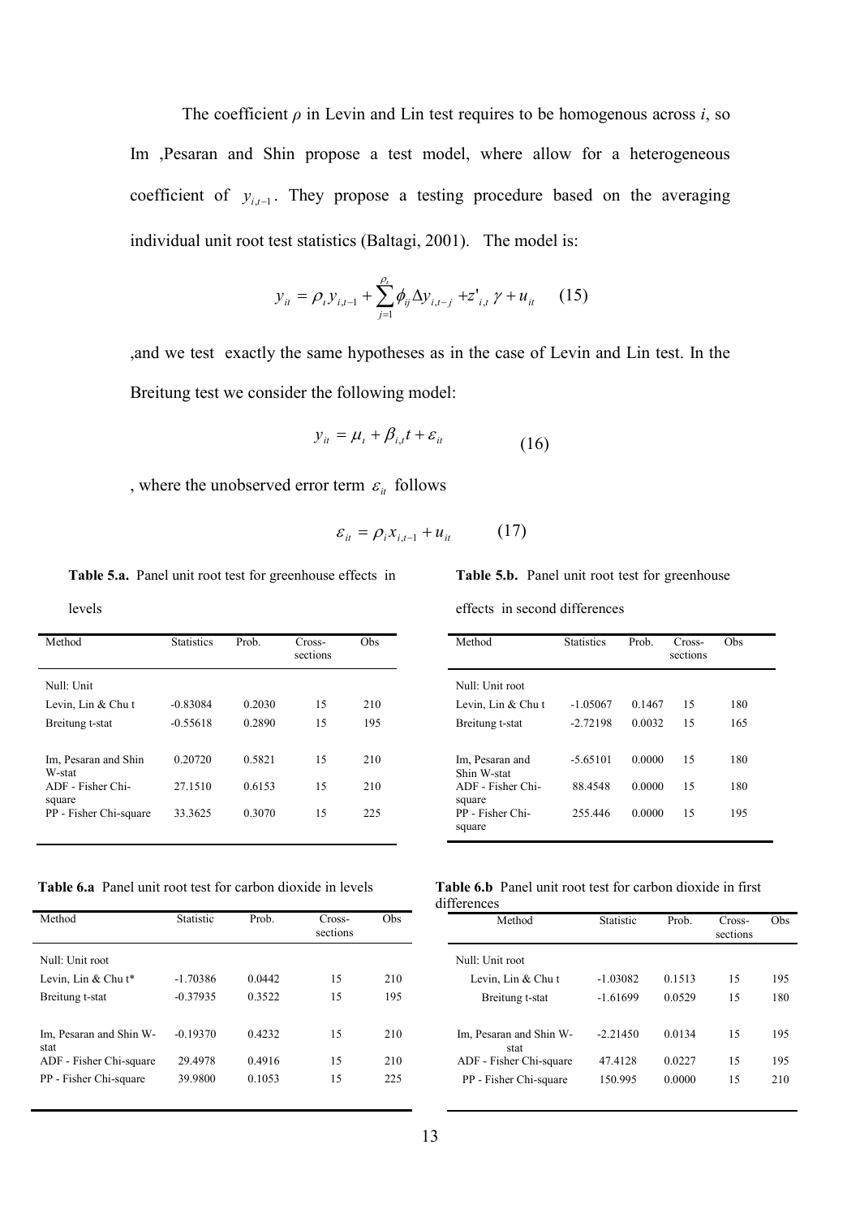The coefficient $\rho$ in Levin and Lin test requires to be homogenous across $i$, so Im ,Pesaran and Shin propose a test model, where allow for a heterogeneous coefficient of $y_{i,t-1}$. They propose a testing procedure based on the averaging individual unit root test statistics (Baltagi, 2001). The model is:

$$y_{it} = \rho_t y_{i,t-1} + \sum_{j=1}^{\rho_t} \phi_{ij} \Delta y_{i,t-j} + z'_{i,t}\gamma + u_{it} \qquad (15)$$

,and we test exactly the same hypotheses as in the case of Levin and Lin test. In the Breitung test we consider the following model:

$$y_{it} = \mu_t + \beta_{i,t} t + \varepsilon_{it} \qquad (16)$$

, where the unobserved error term $\varepsilon_{it}$ follows

$$\varepsilon_{it} = \rho_i x_{i,t-1} + u_{it} \qquad (17)$$

**Table 5.a.** Panel unit root test for greenhouse effects in levels

| Method | Statistics | Prob. | Cross-sections | Obs |
|---|---|---|---|---|
| Null: Unit | | | | |
| Levin, Lin & Chu t | -0.83084 | 0.2030 | 15 | 210 |
| Breitung t-stat | -0.55618 | 0.2890 | 15 | 195 |
| Im, Pesaran and Shin W-stat | 0.20720 | 0.5821 | 15 | 210 |
| ADF - Fisher Chi-square | 27.1510 | 0.6153 | 15 | 210 |
| PP - Fisher Chi-square | 33.3625 | 0.3070 | 15 | 225 |

**Table 5.b.** Panel unit root test for greenhouse effects in second differences

| Method | Statistics | Prob. | Cross-sections | Obs |
|---|---|---|---|---|
| Null: Unit root | | | | |
| Levin, Lin & Chu t | -1.05067 | 0.1467 | 15 | 180 |
| Breitung t-stat | -2.72198 | 0.0032 | 15 | 165 |
| Im, Pesaran and Shin W-stat | -5.65101 | 0.0000 | 15 | 180 |
| ADF - Fisher Chi-square | 88.4548 | 0.0000 | 15 | 180 |
| PP - Fisher Chi-square | 255.446 | 0.0000 | 15 | 195 |

**Table 6.a** Panel unit root test for carbon dioxide in levels

| Method | Statistic | Prob. | Cross-sections | Obs |
|---|---|---|---|---|
| Null: Unit root | | | | |
| Levin, Lin & Chu t* | -1.70386 | 0.0442 | 15 | 210 |
| Breitung t-stat | -0.37935 | 0.3522 | 15 | 195 |
| Im, Pesaran and Shin W-stat | -0.19370 | 0.4232 | 15 | 210 |
| ADF - Fisher Chi-square | 29.4978 | 0.4916 | 15 | 210 |
| PP - Fisher Chi-square | 39.9800 | 0.1053 | 15 | 225 |

**Table 6.b** Panel unit root test for carbon dioxide in first differences

| Method | Statistic | Prob. | Cross-sections | Obs |
|---|---|---|---|---|
| Null: Unit root | | | | |
| Levin, Lin & Chu t | -1.03082 | 0.1513 | 15 | 195 |
| Breitung t-stat | -1.61699 | 0.0529 | 15 | 180 |
| Im, Pesaran and Shin W-stat | -2.21450 | 0.0134 | 15 | 195 |
| ADF - Fisher Chi-square | 47.4128 | 0.0227 | 15 | 195 |
| PP - Fisher Chi-square | 150.995 | 0.0000 | 15 | 210 |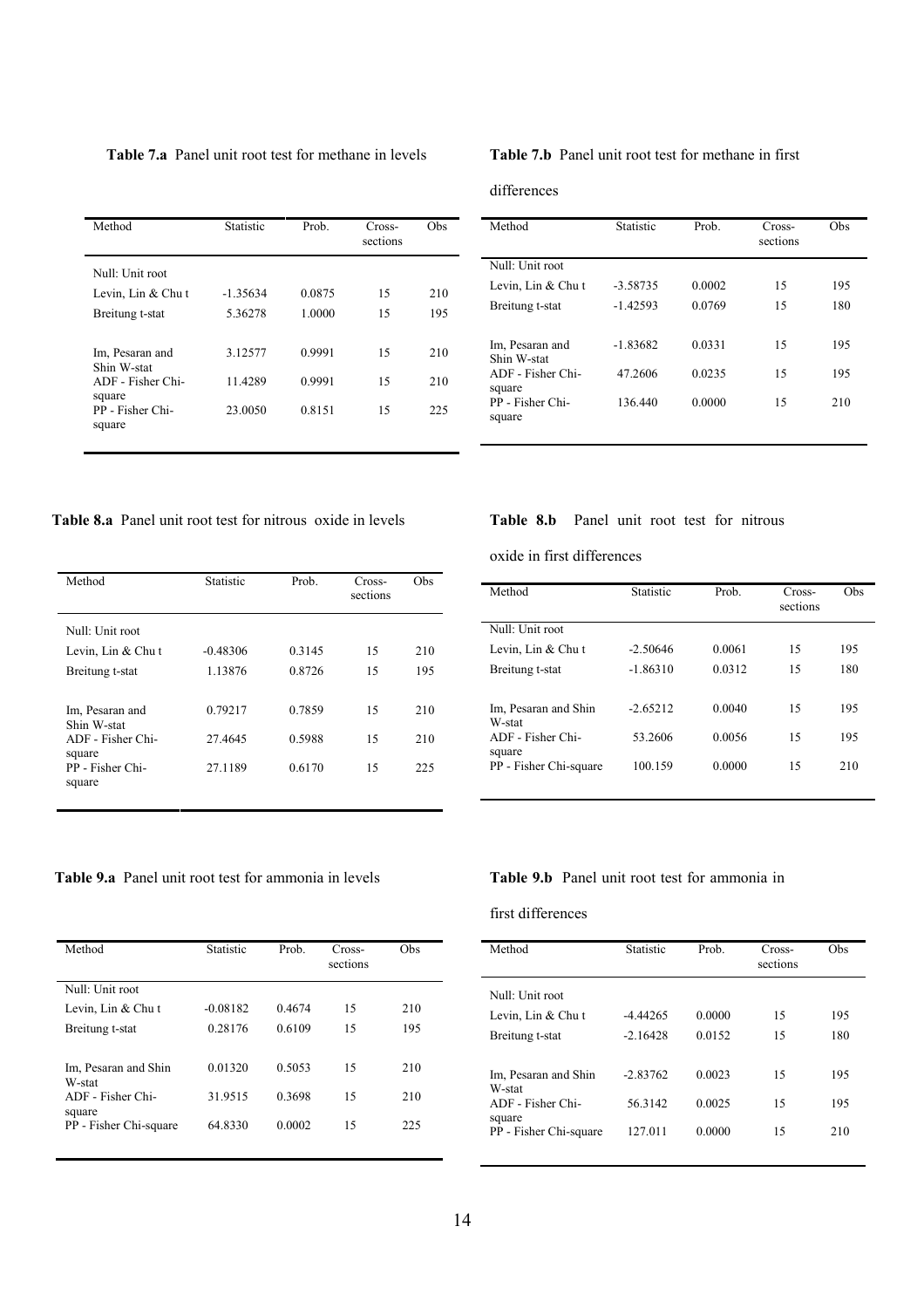**Table 7.a** Panel unit root test for methane in levels

| Method | Statistic | Prob. | Cross-sections | Obs |
|---|---|---|---|---|
| Null: Unit root | | | | |
| Levin, Lin & Chu t | -1.35634 | 0.0875 | 15 | 210 |
| Breitung t-stat | 5.36278 | 1.0000 | 15 | 195 |
| Im, Pesaran and Shin W-stat | 3.12577 | 0.9991 | 15 | 210 |
| ADF - Fisher Chi-square | 11.4289 | 0.9991 | 15 | 210 |
| PP - Fisher Chi-square | 23.0050 | 0.8151 | 15 | 225 |

**Table 7.b** Panel unit root test for methane in first differences

| Method | Statistic | Prob. | Cross-sections | Obs |
|---|---|---|---|---|
| Null: Unit root | | | | |
| Levin, Lin & Chu t | -3.58735 | 0.0002 | 15 | 195 |
| Breitung t-stat | -1.42593 | 0.0769 | 15 | 180 |
| Im, Pesaran and Shin W-stat | -1.83682 | 0.0331 | 15 | 195 |
| ADF - Fisher Chi-square | 47.2606 | 0.0235 | 15 | 195 |
| PP - Fisher Chi-square | 136.440 | 0.0000 | 15 | 210 |

**Table 8.a** Panel unit root test for nitrous oxide in levels

| Method | Statistic | Prob. | Cross-sections | Obs |
|---|---|---|---|---|
| Null: Unit root | | | | |
| Levin, Lin & Chu t | -0.48306 | 0.3145 | 15 | 210 |
| Breitung t-stat | 1.13876 | 0.8726 | 15 | 195 |
| Im, Pesaran and Shin W-stat | 0.79217 | 0.7859 | 15 | 210 |
| ADF - Fisher Chi-square | 27.4645 | 0.5988 | 15 | 210 |
| PP - Fisher Chi-square | 27.1189 | 0.6170 | 15 | 225 |

**Table 8.b** Panel unit root test for nitrous oxide in first differences

| Method | Statistic | Prob. | Cross-sections | Obs |
|---|---|---|---|---|
| Null: Unit root | | | | |
| Levin, Lin & Chu t | -2.50646 | 0.0061 | 15 | 195 |
| Breitung t-stat | -1.86310 | 0.0312 | 15 | 180 |
| Im, Pesaran and Shin W-stat | -2.65212 | 0.0040 | 15 | 195 |
| ADF - Fisher Chi-square | 53.2606 | 0.0056 | 15 | 195 |
| PP - Fisher Chi-square | 100.159 | 0.0000 | 15 | 210 |

**Table 9.a** Panel unit root test for ammonia in levels

| Method | Statistic | Prob. | Cross-sections | Obs |
|---|---|---|---|---|
| Null: Unit root | | | | |
| Levin, Lin & Chu t | -0.08182 | 0.4674 | 15 | 210 |
| Breitung t-stat | 0.28176 | 0.6109 | 15 | 195 |
| Im, Pesaran and Shin W-stat | 0.01320 | 0.5053 | 15 | 210 |
| ADF - Fisher Chi-square | 31.9515 | 0.3698 | 15 | 210 |
| PP - Fisher Chi-square | 64.8330 | 0.0002 | 15 | 225 |

**Table 9.b** Panel unit root test for ammonia in first differences

| Method | Statistic | Prob. | Cross-sections | Obs |
|---|---|---|---|---|
| Null: Unit root | | | | |
| Levin, Lin & Chu t | -4.44265 | 0.0000 | 15 | 195 |
| Breitung t-stat | -2.16428 | 0.0152 | 15 | 180 |
| Im, Pesaran and Shin W-stat | -2.83762 | 0.0023 | 15 | 195 |
| ADF - Fisher Chi-square | 56.3142 | 0.0025 | 15 | 195 |
| PP - Fisher Chi-square | 127.011 | 0.0000 | 15 | 210 |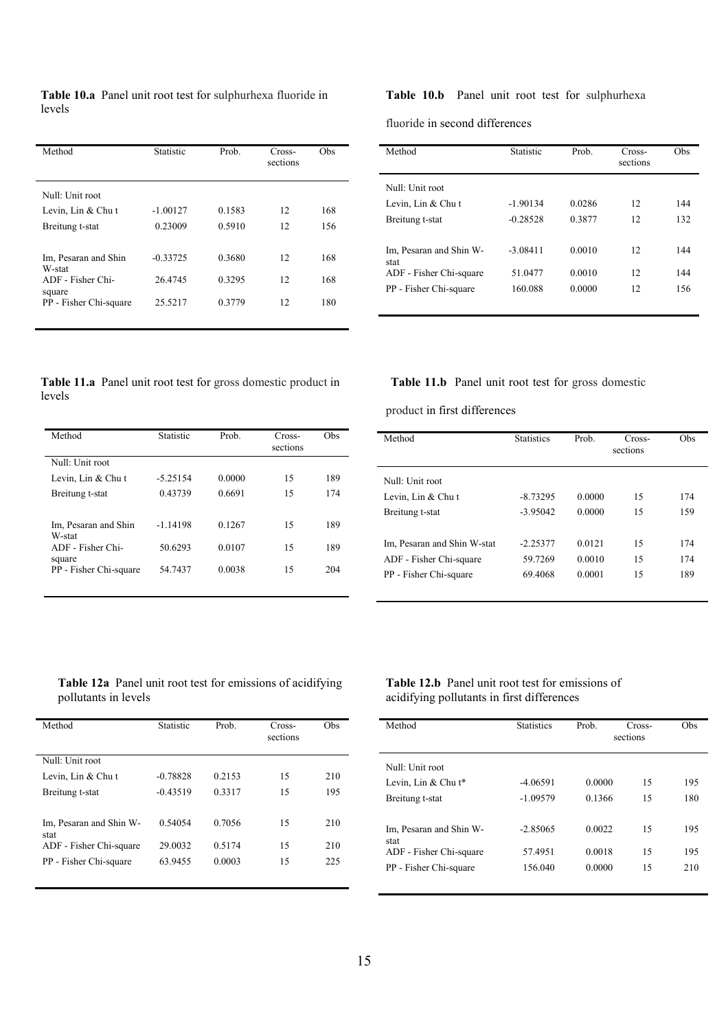**Table 10.a** Panel unit root test for sulphurhexa fluoride in levels

| Method | Statistic | Prob. | Cross-sections | Obs |
|---|---|---|---|---|
| Null: Unit root | | | | |
| Levin, Lin & Chu t | -1.00127 | 0.1583 | 12 | 168 |
| Breitung t-stat | 0.23009 | 0.5910 | 12 | 156 |
| Im, Pesaran and Shin W-stat | -0.33725 | 0.3680 | 12 | 168 |
| ADF - Fisher Chi-square | 26.4745 | 0.3295 | 12 | 168 |
| PP - Fisher Chi-square | 25.5217 | 0.3779 | 12 | 180 |

**Table 10.b** Panel unit root test for sulphurhexa fluoride in second differences

| Method | Statistic | Prob. | Cross-sections | Obs |
|---|---|---|---|---|
| Null: Unit root | | | | |
| Levin, Lin & Chu t | -1.90134 | 0.0286 | 12 | 144 |
| Breitung t-stat | -0.28528 | 0.3877 | 12 | 132 |
| Im, Pesaran and Shin W-stat | -3.08411 | 0.0010 | 12 | 144 |
| ADF - Fisher Chi-square | 51.0477 | 0.0010 | 12 | 144 |
| PP - Fisher Chi-square | 160.088 | 0.0000 | 12 | 156 |

**Table 11.a** Panel unit root test for gross domestic product in levels

| Method | Statistic | Prob. | Cross-sections | Obs |
|---|---|---|---|---|
| Null: Unit root | | | | |
| Levin, Lin & Chu t | -5.25154 | 0.0000 | 15 | 189 |
| Breitung t-stat | 0.43739 | 0.6691 | 15 | 174 |
| Im, Pesaran and Shin W-stat | -1.14198 | 0.1267 | 15 | 189 |
| ADF - Fisher Chi-square | 50.6293 | 0.0107 | 15 | 189 |
| PP - Fisher Chi-square | 54.7437 | 0.0038 | 15 | 204 |

**Table 11.b** Panel unit root test for gross domestic product in first differences

| Method | Statistics | Prob. | Cross-sections | Obs |
|---|---|---|---|---|
| Null: Unit root | | | | |
| Levin, Lin & Chu t | -8.73295 | 0.0000 | 15 | 174 |
| Breitung t-stat | -3.95042 | 0.0000 | 15 | 159 |
| Im, Pesaran and Shin W-stat | -2.25377 | 0.0121 | 15 | 174 |
| ADF - Fisher Chi-square | 59.7269 | 0.0010 | 15 | 174 |
| PP - Fisher Chi-square | 69.4068 | 0.0001 | 15 | 189 |

**Table 12a** Panel unit root test for emissions of acidifying pollutants in levels

| Method | Statistic | Prob. | Cross-sections | Obs |
|---|---|---|---|---|
| Null: Unit root | | | | |
| Levin, Lin & Chu t | -0.78828 | 0.2153 | 15 | 210 |
| Breitung t-stat | -0.43519 | 0.3317 | 15 | 195 |
| Im, Pesaran and Shin W-stat | 0.54054 | 0.7056 | 15 | 210 |
| ADF - Fisher Chi-square | 29.0032 | 0.5174 | 15 | 210 |
| PP - Fisher Chi-square | 63.9455 | 0.0003 | 15 | 225 |

**Table 12.b** Panel unit root test for emissions of acidifying pollutants in first differences

| Method | Statistics | Prob. | Cross-sections | Obs |
|---|---|---|---|---|
| Null: Unit root | | | | |
| Levin, Lin & Chu t* | -4.06591 | 0.0000 | 15 | 195 |
| Breitung t-stat | -1.09579 | 0.1366 | 15 | 180 |
| Im, Pesaran and Shin W-stat | -2.85065 | 0.0022 | 15 | 195 |
| ADF - Fisher Chi-square | 57.4951 | 0.0018 | 15 | 195 |
| PP - Fisher Chi-square | 156.040 | 0.0000 | 15 | 210 |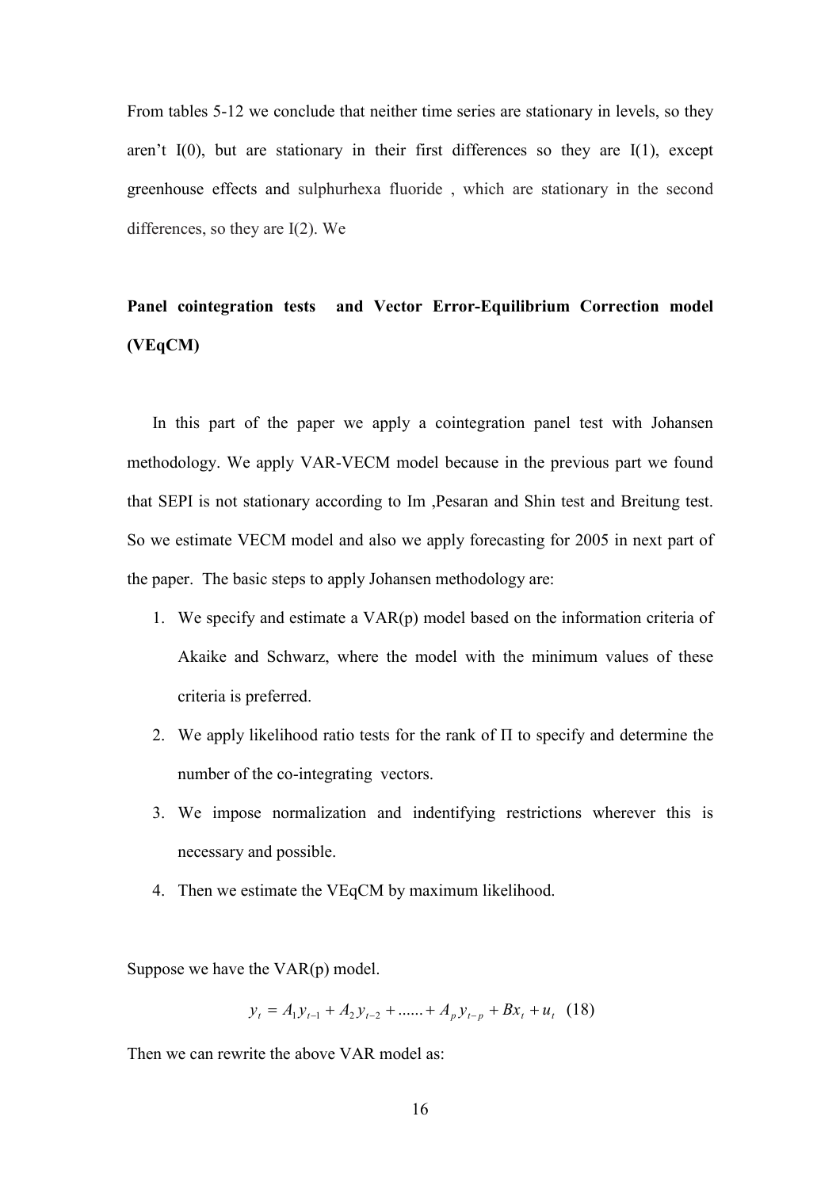From tables 5-12 we conclude that neither time series are stationary in levels, so they aren't I(0), but are stationary in their first differences so they are I(1), except greenhouse effects and sulphurhexa fluoride , which are stationary in the second differences, so they are I(2). We

**Panel cointegration tests and Vector Error-Equilibrium Correction model (VEqCM)**

In this part of the paper we apply a cointegration panel test with Johansen methodology. We apply VAR-VECM model because in the previous part we found that SEPI is not stationary according to Im ,Pesaran and Shin test and Breitung test. So we estimate VECM model and also we apply forecasting for 2005 in next part of the paper. The basic steps to apply Johansen methodology are:

1. We specify and estimate a VAR(p) model based on the information criteria of Akaike and Schwarz, where the model with the minimum values of these criteria is preferred.
2. We apply likelihood ratio tests for the rank of $\Pi$ to specify and determine the number of the co-integrating vectors.
3. We impose normalization and indentifying restrictions wherever this is necessary and possible.
4. Then we estimate the VEqCM by maximum likelihood.

Suppose we have the VAR(p) model.

$$y_t = A_1 y_{t-1} + A_2 y_{t-2} + ...... + A_p y_{t-p} + Bx_t + u_t \quad (18)$$

Then we can rewrite the above VAR model as: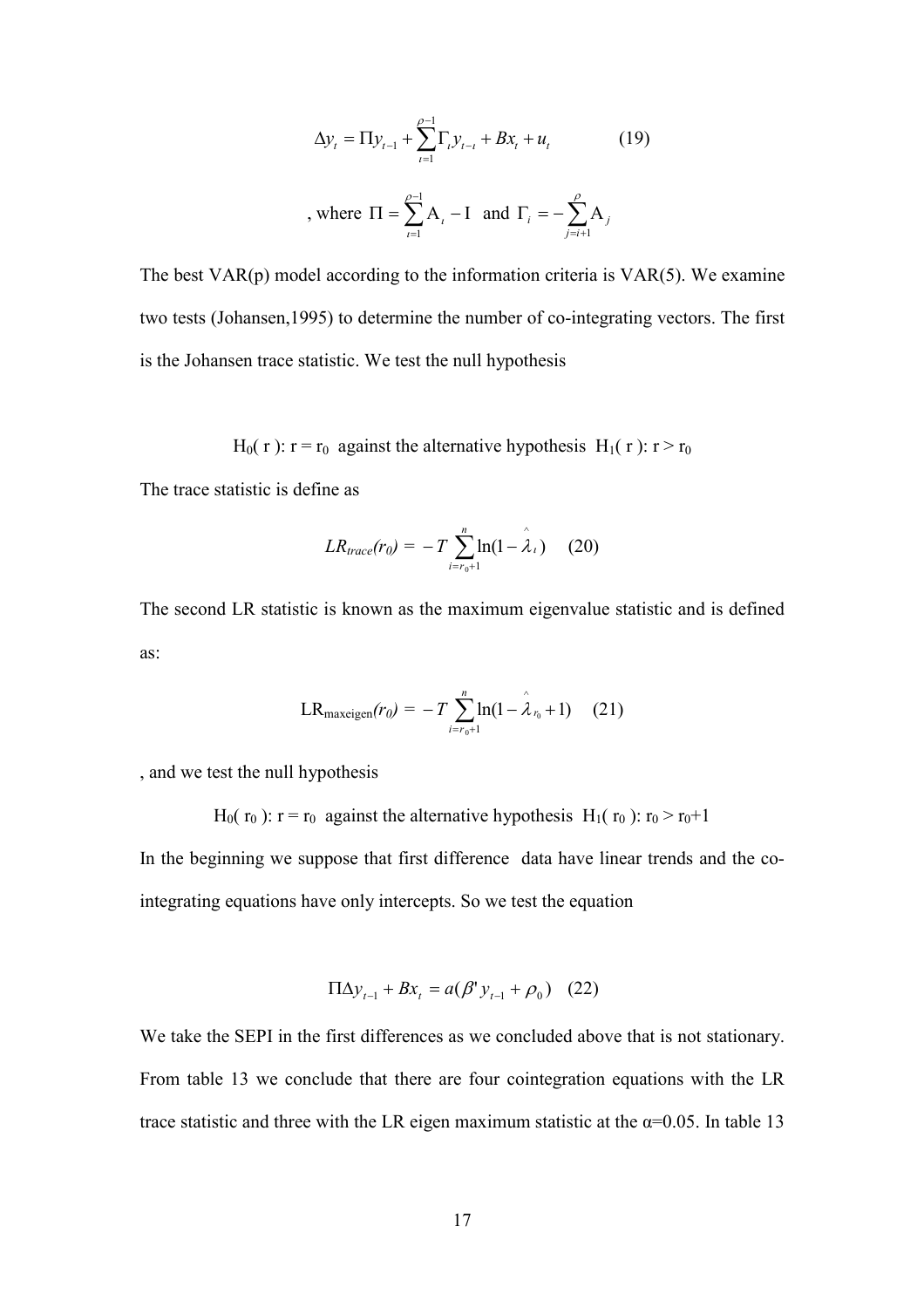$$\Delta y_t = \Pi y_{t-1} + \sum_{\iota=1}^{\rho-1} \Gamma_\iota y_{t-\iota} + Bx_t + u_t \qquad (19)$$

$$\text{, where } \Pi = \sum_{\iota=1}^{\rho-1} \mathrm{A}_\iota - \mathrm{I} \text{ and } \Gamma_i = -\sum_{j=i+1}^{\rho} \mathrm{A}_j$$

The best VAR(p) model according to the information criteria is VAR(5). We examine two tests (Johansen,1995) to determine the number of co-integrating vectors. The first is the Johansen trace statistic. We test the null hypothesis

$H_0(r)$: $r = r_0$ against the alternative hypothesis $H_1(r)$: $r > r_0$

The trace statistic is define as

$$LR_{trace}(r_0) = -T \sum_{i=r_0+1}^{n} \ln(1-\hat{\lambda}_i) \qquad (20)$$

The second LR statistic is known as the maximum eigenvalue statistic and is defined as:

$$\mathrm{LR}_{\mathrm{maxeigen}}(r_0) = -T \sum_{i=r_0+1}^{n} \ln(1-\hat{\lambda}_{r_0}+1) \qquad (21)$$

, and we test the null hypothesis

$H_0(r_0)$: $r = r_0$ against the alternative hypothesis $H_1(r_0)$: $r_0 > r_0+1$

In the beginning we suppose that first difference data have linear trends and the co-integrating equations have only intercepts. So we test the equation

$$\Pi \Delta y_{t-1} + Bx_t = a(\beta' y_{t-1} + \rho_0) \qquad (22)$$

We take the SEPI in the first differences as we concluded above that is not stationary. From table 13 we conclude that there are four cointegration equations with the LR trace statistic and three with the LR eigen maximum statistic at the $\alpha$=0.05. In table 13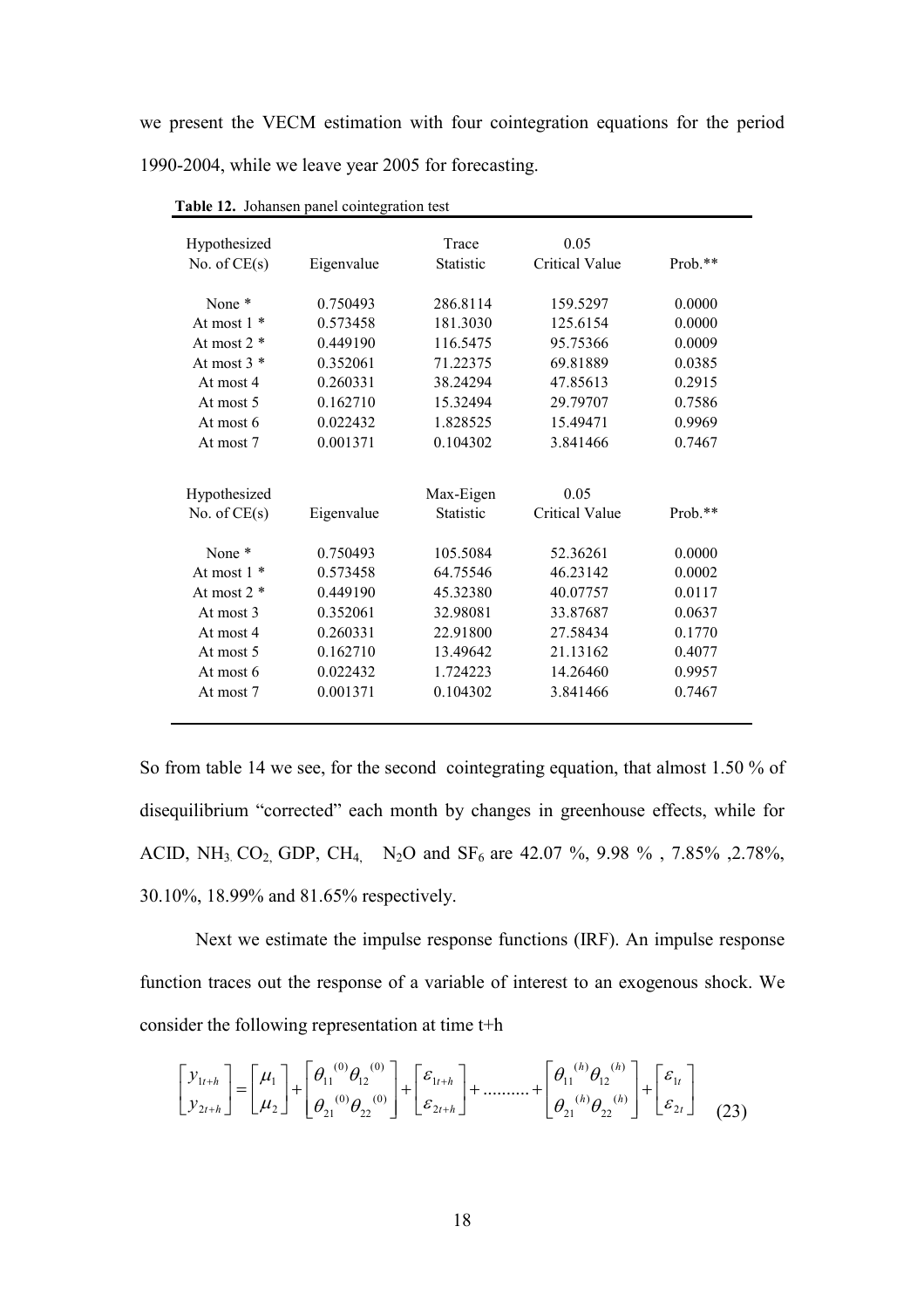we present the VECM estimation with four cointegration equations for the period 1990-2004, while we leave year 2005 for forecasting.

**Table 12.** Johansen panel cointegration test

| Hypothesized No. of CE(s) | Eigenvalue | Trace Statistic | 0.05 Critical Value | Prob.** |
|---|---|---|---|---|
| None * | 0.750493 | 286.8114 | 159.5297 | 0.0000 |
| At most 1 * | 0.573458 | 181.3030 | 125.6154 | 0.0000 |
| At most 2 * | 0.449190 | 116.5475 | 95.75366 | 0.0009 |
| At most 3 * | 0.352061 | 71.22375 | 69.81889 | 0.0385 |
| At most 4 | 0.260331 | 38.24294 | 47.85613 | 0.2915 |
| At most 5 | 0.162710 | 15.32494 | 29.79707 | 0.7586 |
| At most 6 | 0.022432 | 1.828525 | 15.49471 | 0.9969 |
| At most 7 | 0.001371 | 0.104302 | 3.841466 | 0.7467 |

| Hypothesized No. of CE(s) | Eigenvalue | Max-Eigen Statistic | 0.05 Critical Value | Prob.** |
|---|---|---|---|---|
| None * | 0.750493 | 105.5084 | 52.36261 | 0.0000 |
| At most 1 * | 0.573458 | 64.75546 | 46.23142 | 0.0002 |
| At most 2 * | 0.449190 | 45.32380 | 40.07757 | 0.0117 |
| At most 3 | 0.352061 | 32.98081 | 33.87687 | 0.0637 |
| At most 4 | 0.260331 | 22.91800 | 27.58434 | 0.1770 |
| At most 5 | 0.162710 | 13.49642 | 21.13162 | 0.4077 |
| At most 6 | 0.022432 | 1.724223 | 14.26460 | 0.9957 |
| At most 7 | 0.001371 | 0.104302 | 3.841466 | 0.7467 |

So from table 14 we see, for the second cointegrating equation, that almost 1.50 % of disequilibrium "corrected" each month by changes in greenhouse effects, while for ACID, $NH_3$, $CO_2$, GDP, $CH_4$, $N_2O$ and $SF_6$ are 42.07 %, 9.98 % , 7.85% ,2.78%, 30.10%, 18.99% and 81.65% respectively.

Next we estimate the impulse response functions (IRF). An impulse response function traces out the response of a variable of interest to an exogenous shock. We consider the following representation at time t+h

$$\begin{bmatrix} y_{1t+h} \\ y_{2t+h} \end{bmatrix} = \begin{bmatrix} \mu_1 \\ \mu_2 \end{bmatrix} + \begin{bmatrix} \theta_{11}{}^{(0)} \theta_{12}{}^{(0)} \\ \theta_{21}{}^{(0)} \theta_{22}{}^{(0)} \end{bmatrix} + \begin{bmatrix} \varepsilon_{1t+h} \\ \varepsilon_{2t+h} \end{bmatrix} + \dots\dots\dots + \begin{bmatrix} \theta_{11}{}^{(h)} \theta_{12}{}^{(h)} \\ \theta_{21}{}^{(h)} \theta_{22}{}^{(h)} \end{bmatrix} + \begin{bmatrix} \varepsilon_{1t} \\ \varepsilon_{2t} \end{bmatrix} \quad (23)$$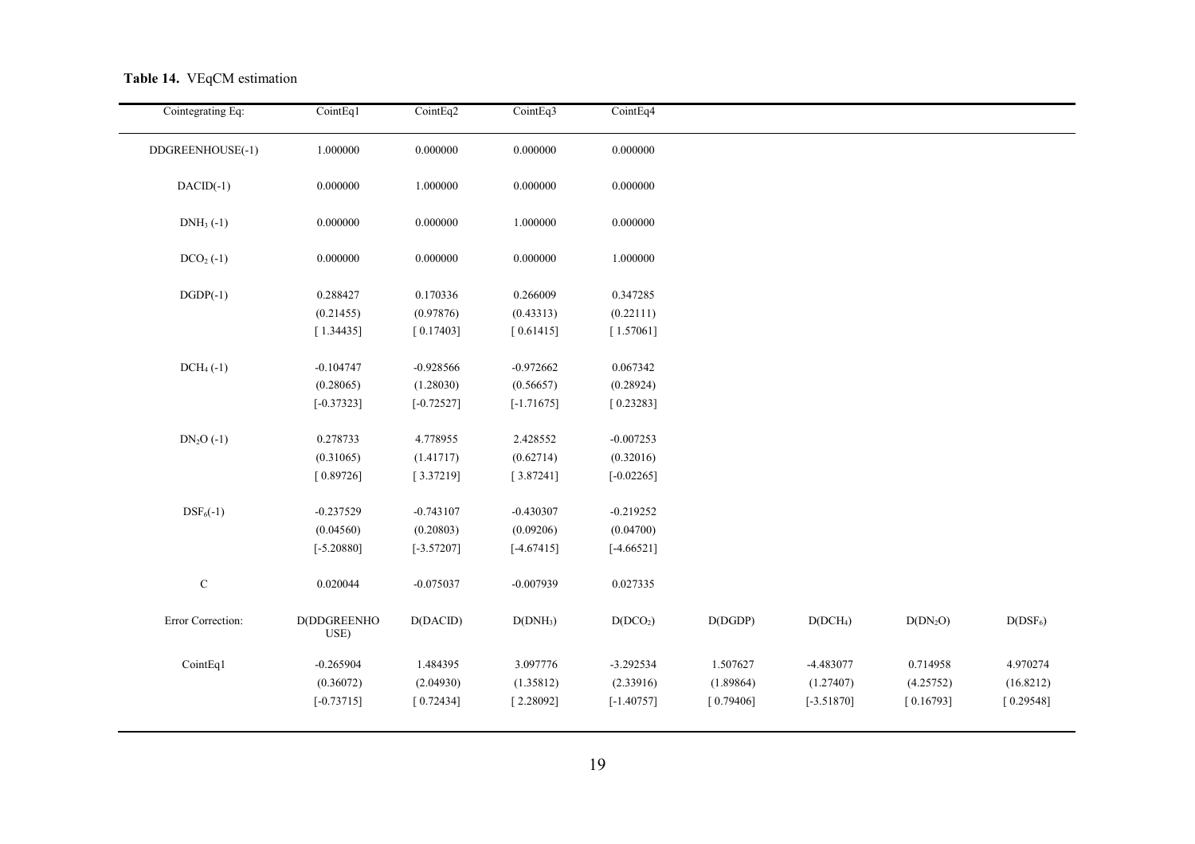**Table 14.** VEqCM estimation

| Cointegrating Eq: | CointEq1 | CointEq2 | CointEq3 | CointEq4 | | | | |
|---|---|---|---|---|---|---|---|---|
| DDGREENHOUSE(-1) | 1.000000 | 0.000000 | 0.000000 | 0.000000 | | | | |
| DACID(-1) | 0.000000 | 1.000000 | 0.000000 | 0.000000 | | | | |
| $DNH_3$ (-1) | 0.000000 | 0.000000 | 1.000000 | 0.000000 | | | | |
| $DCO_2$ (-1) | 0.000000 | 0.000000 | 0.000000 | 1.000000 | | | | |
| DGDP(-1) | 0.288427 | 0.170336 | 0.266009 | 0.347285 | | | | |
| | (0.21455) | (0.97876) | (0.43313) | (0.22111) | | | | |
| | [ 1.34435] | [ 0.17403] | [ 0.61415] | [ 1.57061] | | | | |
| $DCH_4$ (-1) | -0.104747 | -0.928566 | -0.972662 | 0.067342 | | | | |
| | (0.28065) | (1.28030) | (0.56657) | (0.28924) | | | | |
| | [-0.37323] | [-0.72527] | [-1.71675] | [ 0.23283] | | | | |
| $DN_2O$ (-1) | 0.278733 | 4.778955 | 2.428552 | -0.007253 | | | | |
| | (0.31065) | (1.41717) | (0.62714) | (0.32016) | | | | |
| | [ 0.89726] | [ 3.37219] | [ 3.87241] | [-0.02265] | | | | |
| $DSF_6$(-1) | -0.237529 | -0.743107 | -0.430307 | -0.219252 | | | | |
| | (0.04560) | (0.20803) | (0.09206) | (0.04700) | | | | |
| | [-5.20880] | [-3.57207] | [-4.67415] | [-4.66521] | | | | |
| C | 0.020044 | -0.075037 | -0.007939 | 0.027335 | | | | |
| Error Correction: | D(DDGREENHOUSE) | D(DACID) | $D(DNH_3)$ | $D(DCO_2)$ | D(DGDP) | $D(DCH_4)$ | $D(DN_2O)$ | $D(DSF_6)$ |
| CointEq1 | -0.265904 | 1.484395 | 3.097776 | -3.292534 | 1.507627 | -4.483077 | 0.714958 | 4.970274 |
| | (0.36072) | (2.04930) | (1.35812) | (2.33916) | (1.89864) | (1.27407) | (4.25752) | (16.8212) |
| | [-0.73715] | [ 0.72434] | [ 2.28092] | [-1.40757] | [ 0.79406] | [-3.51870] | [ 0.16793] | [ 0.29548] |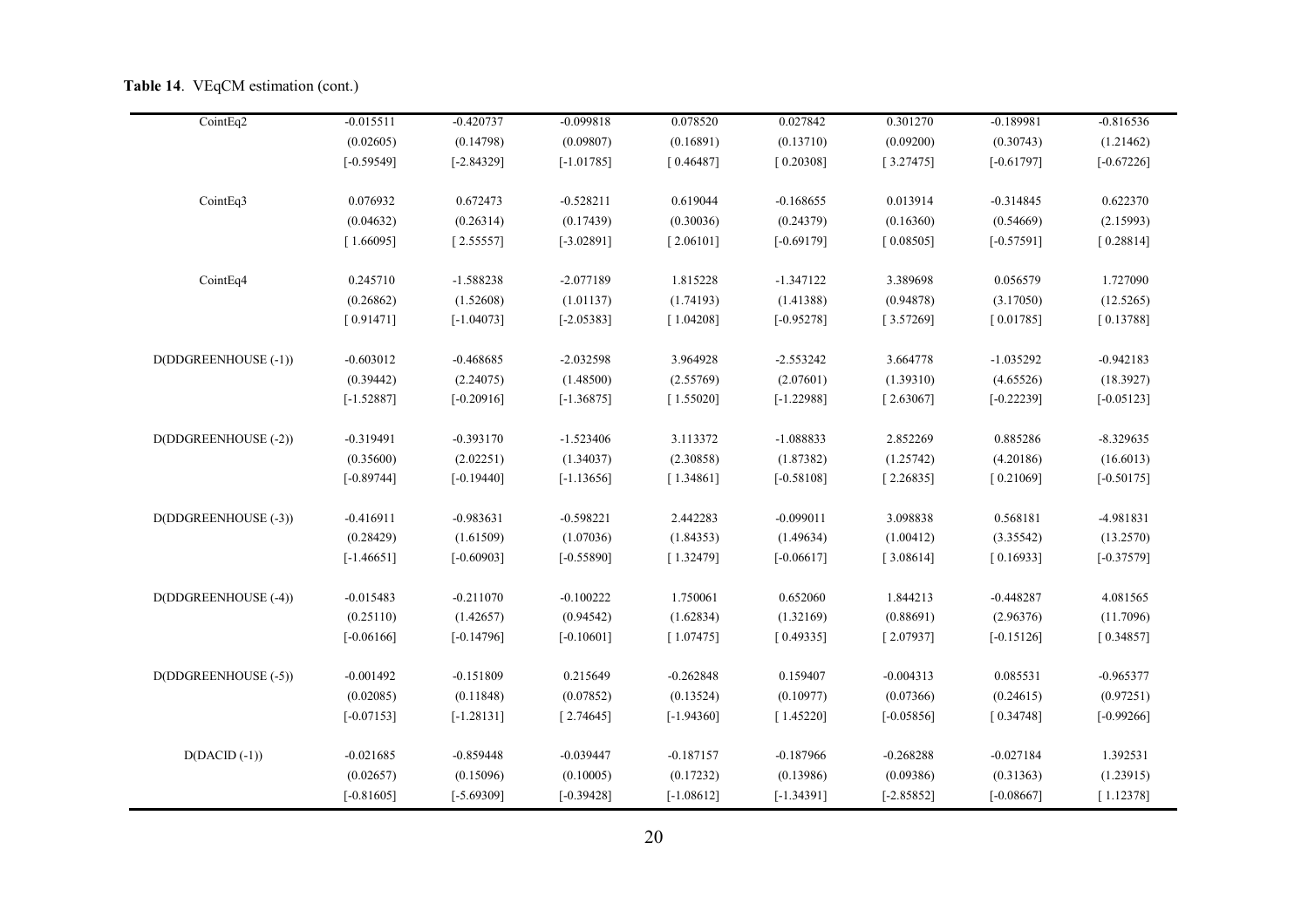**Table 14**. VEqCM estimation (cont.)

| | | | | | | | | |
|---|---|---|---|---|---|---|---|---|
| CointEq2 | -0.015511 | -0.420737 | -0.099818 | 0.078520 | 0.027842 | 0.301270 | -0.189981 | -0.816536 |
| | (0.02605) | (0.14798) | (0.09807) | (0.16891) | (0.13710) | (0.09200) | (0.30743) | (1.21462) |
| | [-0.59549] | [-2.84329] | [-1.01785] | [ 0.46487] | [ 0.20308] | [ 3.27475] | [-0.61797] | [-0.67226] |
| CointEq3 | 0.076932 | 0.672473 | -0.528211 | 0.619044 | -0.168655 | 0.013914 | -0.314845 | 0.622370 |
| | (0.04632) | (0.26314) | (0.17439) | (0.30036) | (0.24379) | (0.16360) | (0.54669) | (2.15993) |
| | [ 1.66095] | [ 2.55557] | [-3.02891] | [ 2.06101] | [-0.69179] | [ 0.08505] | [-0.57591] | [ 0.28814] |
| CointEq4 | 0.245710 | -1.588238 | -2.077189 | 1.815228 | -1.347122 | 3.389698 | 0.056579 | 1.727090 |
| | (0.26862) | (1.52608) | (1.01137) | (1.74193) | (1.41388) | (0.94878) | (3.17050) | (12.5265) |
| | [ 0.91471] | [-1.04073] | [-2.05383] | [ 1.04208] | [-0.95278] | [ 3.57269] | [ 0.01785] | [ 0.13788] |
| D(DDGREENHOUSE (-1)) | -0.603012 | -0.468685 | -2.032598 | 3.964928 | -2.553242 | 3.664778 | -1.035292 | -0.942183 |
| | (0.39442) | (2.24075) | (1.48500) | (2.55769) | (2.07601) | (1.39310) | (4.65526) | (18.3927) |
| | [-1.52887] | [-0.20916] | [-1.36875] | [ 1.55020] | [-1.22988] | [ 2.63067] | [-0.22239] | [-0.05123] |
| D(DDGREENHOUSE (-2)) | -0.319491 | -0.393170 | -1.523406 | 3.113372 | -1.088833 | 2.852269 | 0.885286 | -8.329635 |
| | (0.35600) | (2.02251) | (1.34037) | (2.30858) | (1.87382) | (1.25742) | (4.20186) | (16.6013) |
| | [-0.89744] | [-0.19440] | [-1.13656] | [ 1.34861] | [-0.58108] | [ 2.26835] | [ 0.21069] | [-0.50175] |
| D(DDGREENHOUSE (-3)) | -0.416911 | -0.983631 | -0.598221 | 2.442283 | -0.099011 | 3.098838 | 0.568181 | -4.981831 |
| | (0.28429) | (1.61509) | (1.07036) | (1.84353) | (1.49634) | (1.00412) | (3.35542) | (13.2570) |
| | [-1.46651] | [-0.60903] | [-0.55890] | [ 1.32479] | [-0.06617] | [ 3.08614] | [ 0.16933] | [-0.37579] |
| D(DDGREENHOUSE (-4)) | -0.015483 | -0.211070 | -0.100222 | 1.750061 | 0.652060 | 1.844213 | -0.448287 | 4.081565 |
| | (0.25110) | (1.42657) | (0.94542) | (1.62834) | (1.32169) | (0.88691) | (2.96376) | (11.7096) |
| | [-0.06166] | [-0.14796] | [-0.10601] | [ 1.07475] | [ 0.49335] | [ 2.07937] | [-0.15126] | [ 0.34857] |
| D(DDGREENHOUSE (-5)) | -0.001492 | -0.151809 | 0.215649 | -0.262848 | 0.159407 | -0.004313 | 0.085531 | -0.965377 |
| | (0.02085) | (0.11848) | (0.07852) | (0.13524) | (0.10977) | (0.07366) | (0.24615) | (0.97251) |
| | [-0.07153] | [-1.28131] | [ 2.74645] | [-1.94360] | [ 1.45220] | [-0.05856] | [ 0.34748] | [-0.99266] |
| D(DACID (-1)) | -0.021685 | -0.859448 | -0.039447 | -0.187157 | -0.187966 | -0.268288 | -0.027184 | 1.392531 |
| | (0.02657) | (0.15096) | (0.10005) | (0.17232) | (0.13986) | (0.09386) | (0.31363) | (1.23915) |
| | [-0.81605] | [-5.69309] | [-0.39428] | [-1.08612] | [-1.34391] | [-2.85852] | [-0.08667] | [ 1.12378] |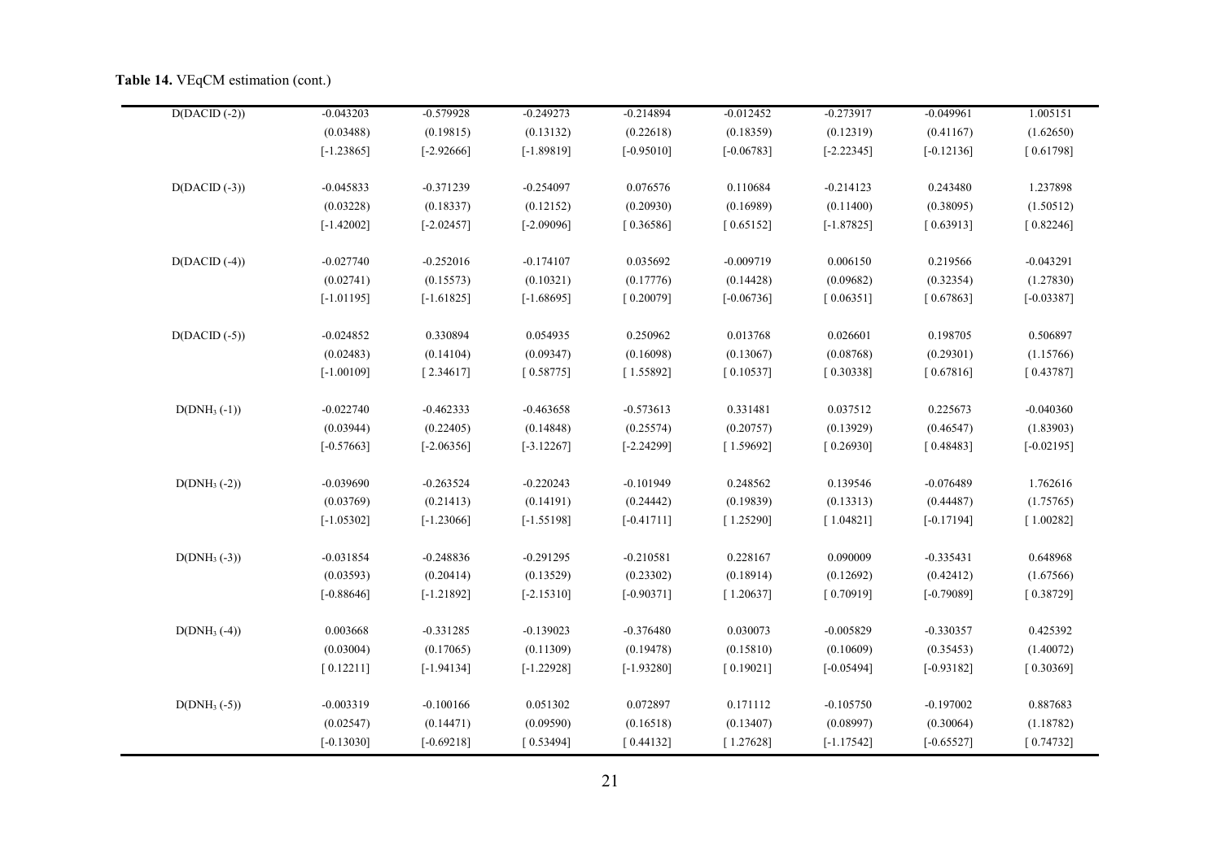**Table 14.** VEqCM estimation (cont.)

| | | | | | | | | |
|---|---|---|---|---|---|---|---|---|
| D(DACID (-2)) | -0.043203 | -0.579928 | -0.249273 | -0.214894 | -0.012452 | -0.273917 | -0.049961 | 1.005151 |
| | (0.03488) | (0.19815) | (0.13132) | (0.22618) | (0.18359) | (0.12319) | (0.41167) | (1.62650) |
| | [-1.23865] | [-2.92666] | [-1.89819] | [-0.95010] | [-0.06783] | [-2.22345] | [-0.12136] | [ 0.61798] |
| D(DACID (-3)) | -0.045833 | -0.371239 | -0.254097 | 0.076576 | 0.110684 | -0.214123 | 0.243480 | 1.237898 |
| | (0.03228) | (0.18337) | (0.12152) | (0.20930) | (0.16989) | (0.11400) | (0.38095) | (1.50512) |
| | [-1.42002] | [-2.02457] | [-2.09096] | [ 0.36586] | [ 0.65152] | [-1.87825] | [ 0.63913] | [ 0.82246] |
| D(DACID (-4)) | -0.027740 | -0.252016 | -0.174107 | 0.035692 | -0.009719 | 0.006150 | 0.219566 | -0.043291 |
| | (0.02741) | (0.15573) | (0.10321) | (0.17776) | (0.14428) | (0.09682) | (0.32354) | (1.27830) |
| | [-1.01195] | [-1.61825] | [-1.68695] | [ 0.20079] | [-0.06736] | [ 0.06351] | [ 0.67863] | [-0.03387] |
| D(DACID (-5)) | -0.024852 | 0.330894 | 0.054935 | 0.250962 | 0.013768 | 0.026601 | 0.198705 | 0.506897 |
| | (0.02483) | (0.14104) | (0.09347) | (0.16098) | (0.13067) | (0.08768) | (0.29301) | (1.15766) |
| | [-1.00109] | [ 2.34617] | [ 0.58775] | [ 1.55892] | [ 0.10537] | [ 0.30338] | [ 0.67816] | [ 0.43787] |
| D(DNH$_3$ (-1)) | -0.022740 | -0.462333 | -0.463658 | -0.573613 | 0.331481 | 0.037512 | 0.225673 | -0.040360 |
| | (0.03944) | (0.22405) | (0.14848) | (0.25574) | (0.20757) | (0.13929) | (0.46547) | (1.83903) |
| | [-0.57663] | [-2.06356] | [-3.12267] | [-2.24299] | [ 1.59692] | [ 0.26930] | [ 0.48483] | [-0.02195] |
| D(DNH$_3$ (-2)) | -0.039690 | -0.263524 | -0.220243 | -0.101949 | 0.248562 | 0.139546 | -0.076489 | 1.762616 |
| | (0.03769) | (0.21413) | (0.14191) | (0.24442) | (0.19839) | (0.13313) | (0.44487) | (1.75765) |
| | [-1.05302] | [-1.23066] | [-1.55198] | [-0.41711] | [ 1.25290] | [ 1.04821] | [-0.17194] | [ 1.00282] |
| D(DNH$_3$ (-3)) | -0.031854 | -0.248836 | -0.291295 | -0.210581 | 0.228167 | 0.090009 | -0.335431 | 0.648968 |
| | (0.03593) | (0.20414) | (0.13529) | (0.23302) | (0.18914) | (0.12692) | (0.42412) | (1.67566) |
| | [-0.88646] | [-1.21892] | [-2.15310] | [-0.90371] | [ 1.20637] | [ 0.70919] | [-0.79089] | [ 0.38729] |
| D(DNH$_3$ (-4)) | 0.003668 | -0.331285 | -0.139023 | -0.376480 | 0.030073 | -0.005829 | -0.330357 | 0.425392 |
| | (0.03004) | (0.17065) | (0.11309) | (0.19478) | (0.15810) | (0.10609) | (0.35453) | (1.40072) |
| | [ 0.12211] | [-1.94134] | [-1.22928] | [-1.93280] | [ 0.19021] | [-0.05494] | [-0.93182] | [ 0.30369] |
| D(DNH$_3$ (-5)) | -0.003319 | -0.100166 | 0.051302 | 0.072897 | 0.171112 | -0.105750 | -0.197002 | 0.887683 |
| | (0.02547) | (0.14471) | (0.09590) | (0.16518) | (0.13407) | (0.08997) | (0.30064) | (1.18782) |
| | [-0.13030] | [-0.69218] | [ 0.53494] | [ 0.44132] | [ 1.27628] | [-1.17542] | [-0.65527] | [ 0.74732] |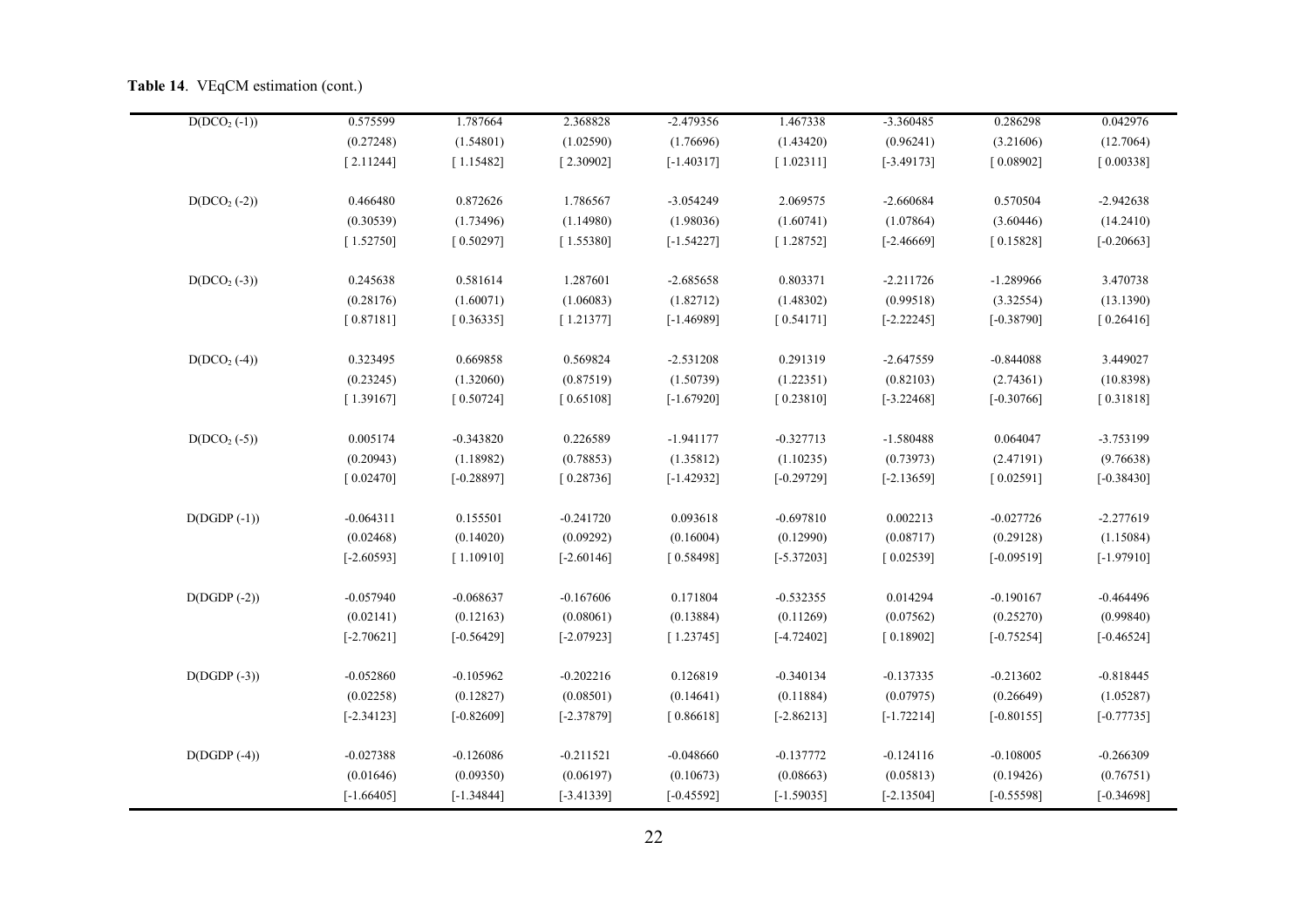**Table 14**. VEqCM estimation (cont.)

| | | | | | | | | |
|---|---|---|---|---|---|---|---|---|
| D($DCO_2$ (-1)) | 0.575599 | 1.787664 | 2.368828 | -2.479356 | 1.467338 | -3.360485 | 0.286298 | 0.042976 |
| | (0.27248) | (1.54801) | (1.02590) | (1.76696) | (1.43420) | (0.96241) | (3.21606) | (12.7064) |
| | [ 2.11244] | [ 1.15482] | [ 2.30902] | [-1.40317] | [ 1.02311] | [-3.49173] | [ 0.08902] | [ 0.00338] |
| D($DCO_2$ (-2)) | 0.466480 | 0.872626 | 1.786567 | -3.054249 | 2.069575 | -2.660684 | 0.570504 | -2.942638 |
| | (0.30539) | (1.73496) | (1.14980) | (1.98036) | (1.60741) | (1.07864) | (3.60446) | (14.2410) |
| | [ 1.52750] | [ 0.50297] | [ 1.55380] | [-1.54227] | [ 1.28752] | [-2.46669] | [ 0.15828] | [-0.20663] |
| D($DCO_2$ (-3)) | 0.245638 | 0.581614 | 1.287601 | -2.685658 | 0.803371 | -2.211726 | -1.289966 | 3.470738 |
| | (0.28176) | (1.60071) | (1.06083) | (1.82712) | (1.48302) | (0.99518) | (3.32554) | (13.1390) |
| | [ 0.87181] | [ 0.36335] | [ 1.21377] | [-1.46989] | [ 0.54171] | [-2.22245] | [-0.38790] | [ 0.26416] |
| D($DCO_2$ (-4)) | 0.323495 | 0.669858 | 0.569824 | -2.531208 | 0.291319 | -2.647559 | -0.844088 | 3.449027 |
| | (0.23245) | (1.32060) | (0.87519) | (1.50739) | (1.22351) | (0.82103) | (2.74361) | (10.8398) |
| | [ 1.39167] | [ 0.50724] | [ 0.65108] | [-1.67920] | [ 0.23810] | [-3.22468] | [-0.30766] | [ 0.31818] |
| D($DCO_2$ (-5)) | 0.005174 | -0.343820 | 0.226589 | -1.941177 | -0.327713 | -1.580488 | 0.064047 | -3.753199 |
| | (0.20943) | (1.18982) | (0.78853) | (1.35812) | (1.10235) | (0.73973) | (2.47191) | (9.76638) |
| | [ 0.02470] | [-0.28897] | [ 0.28736] | [-1.42932] | [-0.29729] | [-2.13659] | [ 0.02591] | [-0.38430] |
| D(DGDP (-1)) | -0.064311 | 0.155501 | -0.241720 | 0.093618 | -0.697810 | 0.002213 | -0.027726 | -2.277619 |
| | (0.02468) | (0.14020) | (0.09292) | (0.16004) | (0.12990) | (0.08717) | (0.29128) | (1.15084) |
| | [-2.60593] | [ 1.10910] | [-2.60146] | [ 0.58498] | [-5.37203] | [ 0.02539] | [-0.09519] | [-1.97910] |
| D(DGDP (-2)) | -0.057940 | -0.068637 | -0.167606 | 0.171804 | -0.532355 | 0.014294 | -0.190167 | -0.464496 |
| | (0.02141) | (0.12163) | (0.08061) | (0.13884) | (0.11269) | (0.07562) | (0.25270) | (0.99840) |
| | [-2.70621] | [-0.56429] | [-2.07923] | [ 1.23745] | [-4.72402] | [ 0.18902] | [-0.75254] | [-0.46524] |
| D(DGDP (-3)) | -0.052860 | -0.105962 | -0.202216 | 0.126819 | -0.340134 | -0.137335 | -0.213602 | -0.818445 |
| | (0.02258) | (0.12827) | (0.08501) | (0.14641) | (0.11884) | (0.07975) | (0.26649) | (1.05287) |
| | [-2.34123] | [-0.82609] | [-2.37879] | [ 0.86618] | [-2.86213] | [-1.72214] | [-0.80155] | [-0.77735] |
| D(DGDP (-4)) | -0.027388 | -0.126086 | -0.211521 | -0.048660 | -0.137772 | -0.124116 | -0.108005 | -0.266309 |
| | (0.01646) | (0.09350) | (0.06197) | (0.10673) | (0.08663) | (0.05813) | (0.19426) | (0.76751) |
| | [-1.66405] | [-1.34844] | [-3.41339] | [-0.45592] | [-1.59035] | [-2.13504] | [-0.55598] | [-0.34698] |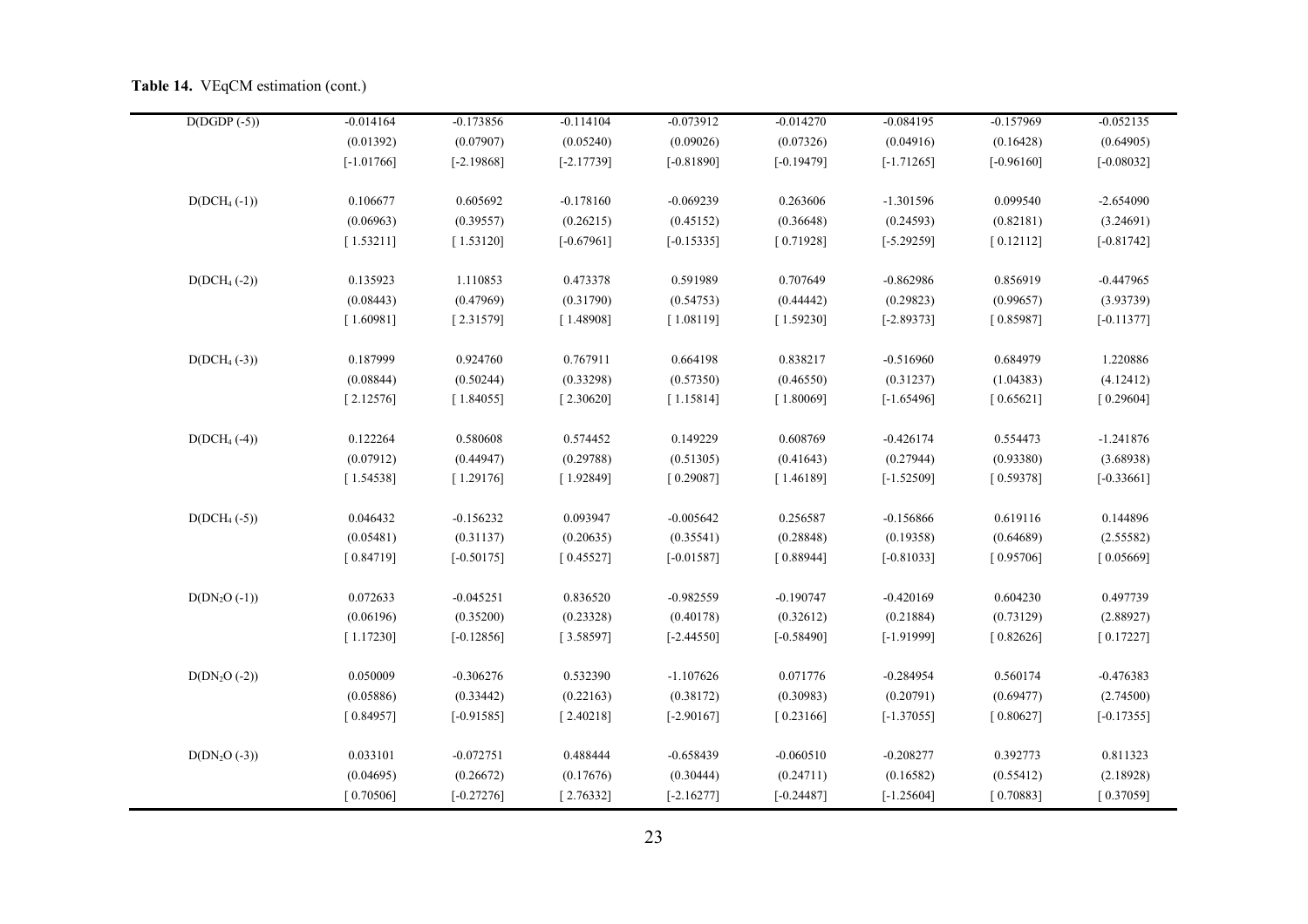**Table 14.** VEqCM estimation (cont.)

| | | | | | | | | |
|---|---|---|---|---|---|---|---|---|
| D(DGDP (-5)) | -0.014164 | -0.173856 | -0.114104 | -0.073912 | -0.014270 | -0.084195 | -0.157969 | -0.052135 |
| | (0.01392) | (0.07907) | (0.05240) | (0.09026) | (0.07326) | (0.04916) | (0.16428) | (0.64905) |
| | [-1.01766] | [-2.19868] | [-2.17739] | [-0.81890] | [-0.19479] | [-1.71265] | [-0.96160] | [-0.08032] |
| $D(DCH_4 (-1))$ | 0.106677 | 0.605692 | -0.178160 | -0.069239 | 0.263606 | -1.301596 | 0.099540 | -2.654090 |
| | (0.06963) | (0.39557) | (0.26215) | (0.45152) | (0.36648) | (0.24593) | (0.82181) | (3.24691) |
| | [ 1.53211] | [ 1.53120] | [-0.67961] | [-0.15335] | [ 0.71928] | [-5.29259] | [ 0.12112] | [-0.81742] |
| $D(DCH_4 (-2))$ | 0.135923 | 1.110853 | 0.473378 | 0.591989 | 0.707649 | -0.862986 | 0.856919 | -0.447965 |
| | (0.08443) | (0.47969) | (0.31790) | (0.54753) | (0.44442) | (0.29823) | (0.99657) | (3.93739) |
| | [ 1.60981] | [ 2.31579] | [ 1.48908] | [ 1.08119] | [ 1.59230] | [-2.89373] | [ 0.85987] | [-0.11377] |
| $D(DCH_4 (-3))$ | 0.187999 | 0.924760 | 0.767911 | 0.664198 | 0.838217 | -0.516960 | 0.684979 | 1.220886 |
| | (0.08844) | (0.50244) | (0.33298) | (0.57350) | (0.46550) | (0.31237) | (1.04383) | (4.12412) |
| | [ 2.12576] | [ 1.84055] | [ 2.30620] | [ 1.15814] | [ 1.80069] | [-1.65496] | [ 0.65621] | [ 0.29604] |
| $D(DCH_4 (-4))$ | 0.122264 | 0.580608 | 0.574452 | 0.149229 | 0.608769 | -0.426174 | 0.554473 | -1.241876 |
| | (0.07912) | (0.44947) | (0.29788) | (0.51305) | (0.41643) | (0.27944) | (0.93380) | (3.68938) |
| | [ 1.54538] | [ 1.29176] | [ 1.92849] | [ 0.29087] | [ 1.46189] | [-1.52509] | [ 0.59378] | [-0.33661] |
| $D(DCH_4 (-5))$ | 0.046432 | -0.156232 | 0.093947 | -0.005642 | 0.256587 | -0.156866 | 0.619116 | 0.144896 |
| | (0.05481) | (0.31137) | (0.20635) | (0.35541) | (0.28848) | (0.19358) | (0.64689) | (2.55582) |
| | [ 0.84719] | [-0.50175] | [ 0.45527] | [-0.01587] | [ 0.88944] | [-0.81033] | [ 0.95706] | [ 0.05669] |
| $D(DN_2O (-1))$ | 0.072633 | -0.045251 | 0.836520 | -0.982559 | -0.190747 | -0.420169 | 0.604230 | 0.497739 |
| | (0.06196) | (0.35200) | (0.23328) | (0.40178) | (0.32612) | (0.21884) | (0.73129) | (2.88927) |
| | [ 1.17230] | [-0.12856] | [ 3.58597] | [-2.44550] | [-0.58490] | [-1.91999] | [ 0.82626] | [ 0.17227] |
| $D(DN_2O (-2))$ | 0.050009 | -0.306276 | 0.532390 | -1.107626 | 0.071776 | -0.284954 | 0.560174 | -0.476383 |
| | (0.05886) | (0.33442) | (0.22163) | (0.38172) | (0.30983) | (0.20791) | (0.69477) | (2.74500) |
| | [ 0.84957] | [-0.91585] | [ 2.40218] | [-2.90167] | [ 0.23166] | [-1.37055] | [ 0.80627] | [-0.17355] |
| $D(DN_2O (-3))$ | 0.033101 | -0.072751 | 0.488444 | -0.658439 | -0.060510 | -0.208277 | 0.392773 | 0.811323 |
| | (0.04695) | (0.26672) | (0.17676) | (0.30444) | (0.24711) | (0.16582) | (0.55412) | (2.18928) |
| | [ 0.70506] | [-0.27276] | [ 2.76332] | [-2.16277] | [-0.24487] | [-1.25604] | [ 0.70883] | [ 0.37059] |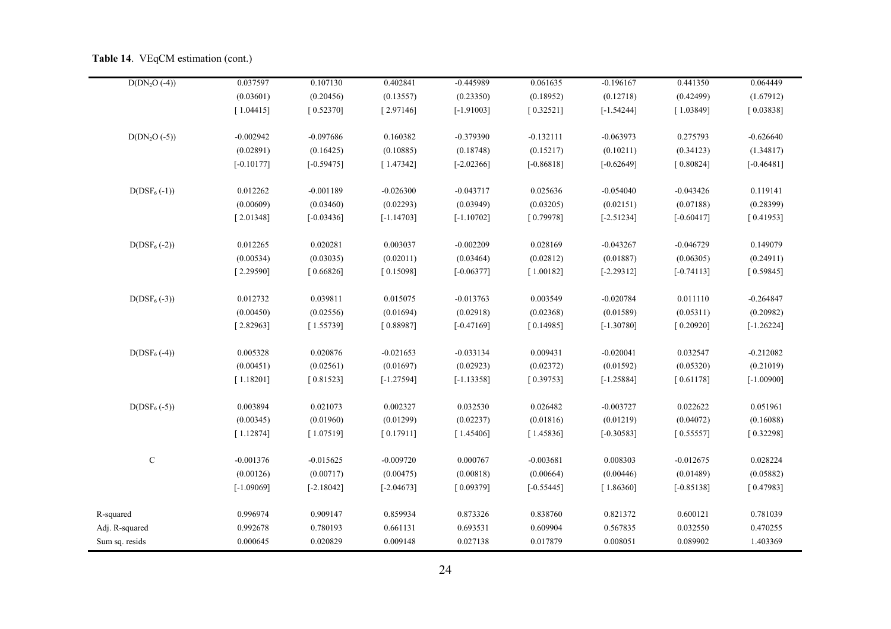**Table 14**. VEqCM estimation (cont.)

| | | | | | | | | |
|---|---|---|---|---|---|---|---|---|
| D($DN_2O$ (-4)) | 0.037597 | 0.107130 | 0.402841 | -0.445989 | 0.061635 | -0.196167 | 0.441350 | 0.064449 |
| | (0.03601) | (0.20456) | (0.13557) | (0.23350) | (0.18952) | (0.12718) | (0.42499) | (1.67912) |
| | [ 1.04415] | [ 0.52370] | [ 2.97146] | [-1.91003] | [ 0.32521] | [-1.54244] | [ 1.03849] | [ 0.03838] |
| D($DN_2O$ (-5)) | -0.002942 | -0.097686 | 0.160382 | -0.379390 | -0.132111 | -0.063973 | 0.275793 | -0.626640 |
| | (0.02891) | (0.16425) | (0.10885) | (0.18748) | (0.15217) | (0.10211) | (0.34123) | (1.34817) |
| | [-0.10177] | [-0.59475] | [ 1.47342] | [-2.02366] | [-0.86818] | [-0.62649] | [ 0.80824] | [-0.46481] |
| D($DSF_6$ (-1)) | 0.012262 | -0.001189 | -0.026300 | -0.043717 | 0.025636 | -0.054040 | -0.043426 | 0.119141 |
| | (0.00609) | (0.03460) | (0.02293) | (0.03949) | (0.03205) | (0.02151) | (0.07188) | (0.28399) |
| | [ 2.01348] | [-0.03436] | [-1.14703] | [-1.10702] | [ 0.79978] | [-2.51234] | [-0.60417] | [ 0.41953] |
| D($DSF_6$ (-2)) | 0.012265 | 0.020281 | 0.003037 | -0.002209 | 0.028169 | -0.043267 | -0.046729 | 0.149079 |
| | (0.00534) | (0.03035) | (0.02011) | (0.03464) | (0.02812) | (0.01887) | (0.06305) | (0.24911) |
| | [ 2.29590] | [ 0.66826] | [ 0.15098] | [-0.06377] | [ 1.00182] | [-2.29312] | [-0.74113] | [ 0.59845] |
| D($DSF_6$ (-3)) | 0.012732 | 0.039811 | 0.015075 | -0.013763 | 0.003549 | -0.020784 | 0.011110 | -0.264847 |
| | (0.00450) | (0.02556) | (0.01694) | (0.02918) | (0.02368) | (0.01589) | (0.05311) | (0.20982) |
| | [ 2.82963] | [ 1.55739] | [ 0.88987] | [-0.47169] | [ 0.14985] | [-1.30780] | [ 0.20920] | [-1.26224] |
| D($DSF_6$ (-4)) | 0.005328 | 0.020876 | -0.021653 | -0.033134 | 0.009431 | -0.020041 | 0.032547 | -0.212082 |
| | (0.00451) | (0.02561) | (0.01697) | (0.02923) | (0.02372) | (0.01592) | (0.05320) | (0.21019) |
| | [ 1.18201] | [ 0.81523] | [-1.27594] | [-1.13358] | [ 0.39753] | [-1.25884] | [ 0.61178] | [-1.00900] |
| D($DSF_6$ (-5)) | 0.003894 | 0.021073 | 0.002327 | 0.032530 | 0.026482 | -0.003727 | 0.022622 | 0.051961 |
| | (0.00345) | (0.01960) | (0.01299) | (0.02237) | (0.01816) | (0.01219) | (0.04072) | (0.16088) |
| | [ 1.12874] | [ 1.07519] | [ 0.17911] | [ 1.45406] | [ 1.45836] | [-0.30583] | [ 0.55557] | [ 0.32298] |
| C | -0.001376 | -0.015625 | -0.009720 | 0.000767 | -0.003681 | 0.008303 | -0.012675 | 0.028224 |
| | (0.00126) | (0.00717) | (0.00475) | (0.00818) | (0.00664) | (0.00446) | (0.01489) | (0.05882) |
| | [-1.09069] | [-2.18042] | [-2.04673] | [ 0.09379] | [-0.55445] | [ 1.86360] | [-0.85138] | [ 0.47983] |
| R-squared | 0.996974 | 0.909147 | 0.859934 | 0.873326 | 0.838760 | 0.821372 | 0.600121 | 0.781039 |
| Adj. R-squared | 0.992678 | 0.780193 | 0.661131 | 0.693531 | 0.609904 | 0.567835 | 0.032550 | 0.470255 |
| Sum sq. resids | 0.000645 | 0.020829 | 0.009148 | 0.027138 | 0.017879 | 0.008051 | 0.089902 | 1.403369 |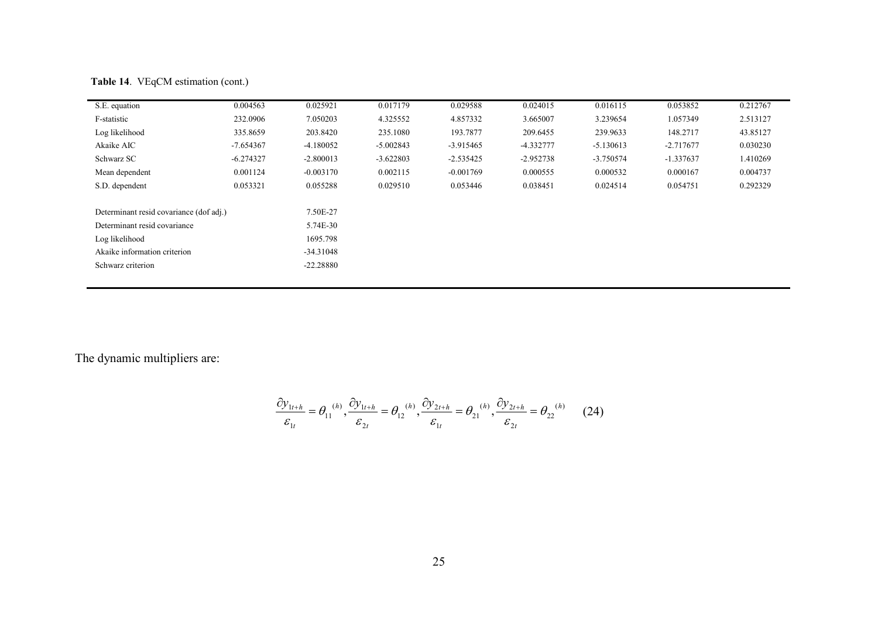**Table 14**. VEqCM estimation (cont.)

| | | | | | | | | |
|---|---|---|---|---|---|---|---|---|
| S.E. equation | 0.004563 | 0.025921 | 0.017179 | 0.029588 | 0.024015 | 0.016115 | 0.053852 | 0.212767 |
| F-statistic | 232.0906 | 7.050203 | 4.325552 | 4.857332 | 3.665007 | 3.239654 | 1.057349 | 2.513127 |
| Log likelihood | 335.8659 | 203.8420 | 235.1080 | 193.7877 | 209.6455 | 239.9633 | 148.2717 | 43.85127 |
| Akaike AIC | -7.654367 | -4.180052 | -5.002843 | -3.915465 | -4.332777 | -5.130613 | -2.717677 | 0.030230 |
| Schwarz SC | -6.274327 | -2.800013 | -3.622803 | -2.535425 | -2.952738 | -3.750574 | -1.337637 | 1.410269 |
| Mean dependent | 0.001124 | -0.003170 | 0.002115 | -0.001769 | 0.000555 | 0.000532 | 0.000167 | 0.004737 |
| S.D. dependent | 0.053321 | 0.055288 | 0.029510 | 0.053446 | 0.038451 | 0.024514 | 0.054751 | 0.292329 |
| | | | | | | | | |
| Determinant resid covariance (dof adj.) | | 7.50E-27 | | | | | | |
| Determinant resid covariance | | 5.74E-30 | | | | | | |
| Log likelihood | | 1695.798 | | | | | | |
| Akaike information criterion | | -34.31048 | | | | | | |
| Schwarz criterion | | -22.28880 | | | | | | |

The dynamic multipliers are:

$$\frac{\partial y_{1t+h}}{\varepsilon_{1t}} = \theta_{11}{}^{(h)}, \frac{\partial y_{1t+h}}{\varepsilon_{2t}} = \theta_{12}{}^{(h)}, \frac{\partial y_{2t+h}}{\varepsilon_{1t}} = \theta_{21}{}^{(h)}, \frac{\partial y_{2t+h}}{\varepsilon_{2t}} = \theta_{22}{}^{(h)} \qquad (24)$$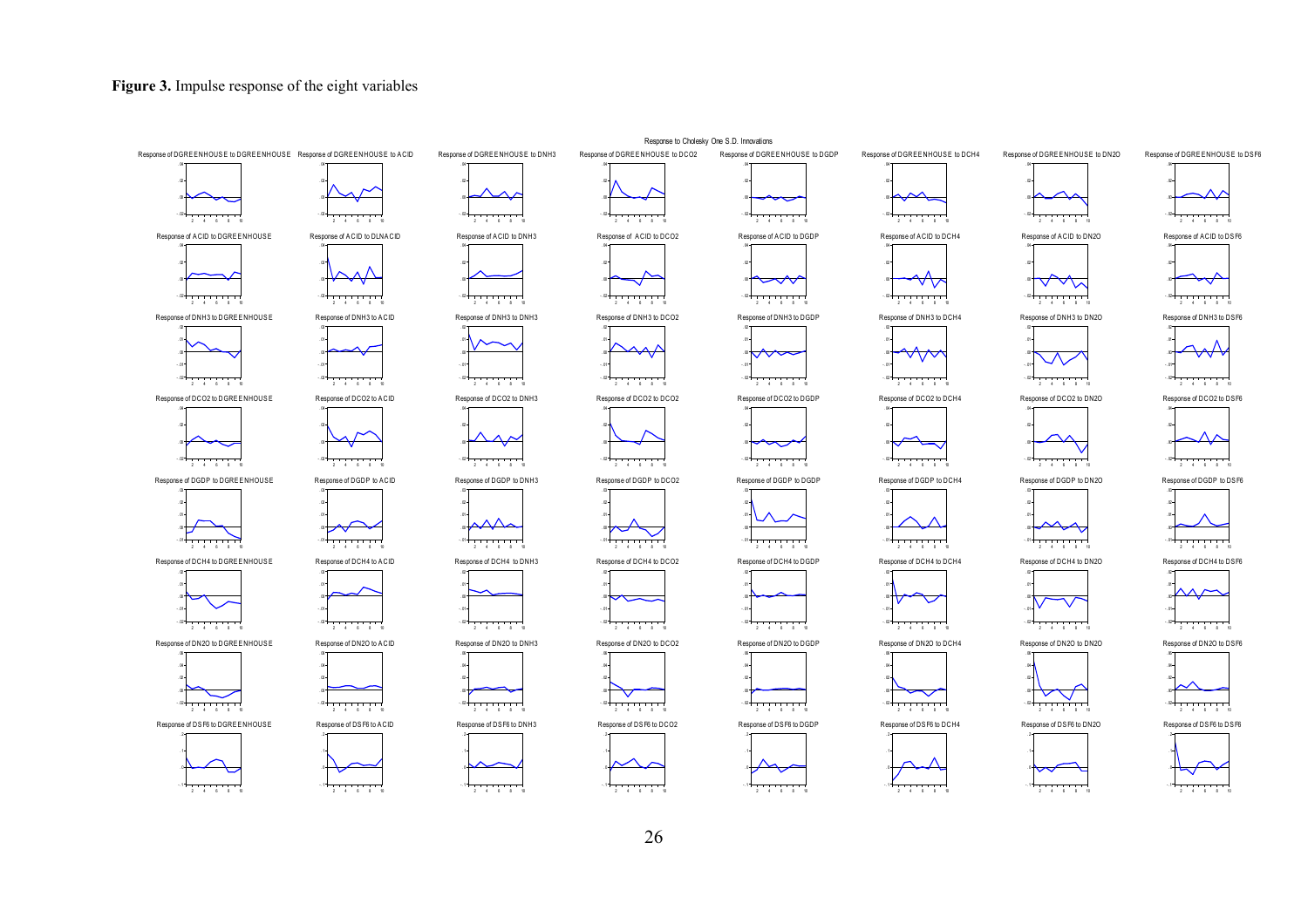**Figure 3.** Impulse response of the eight variables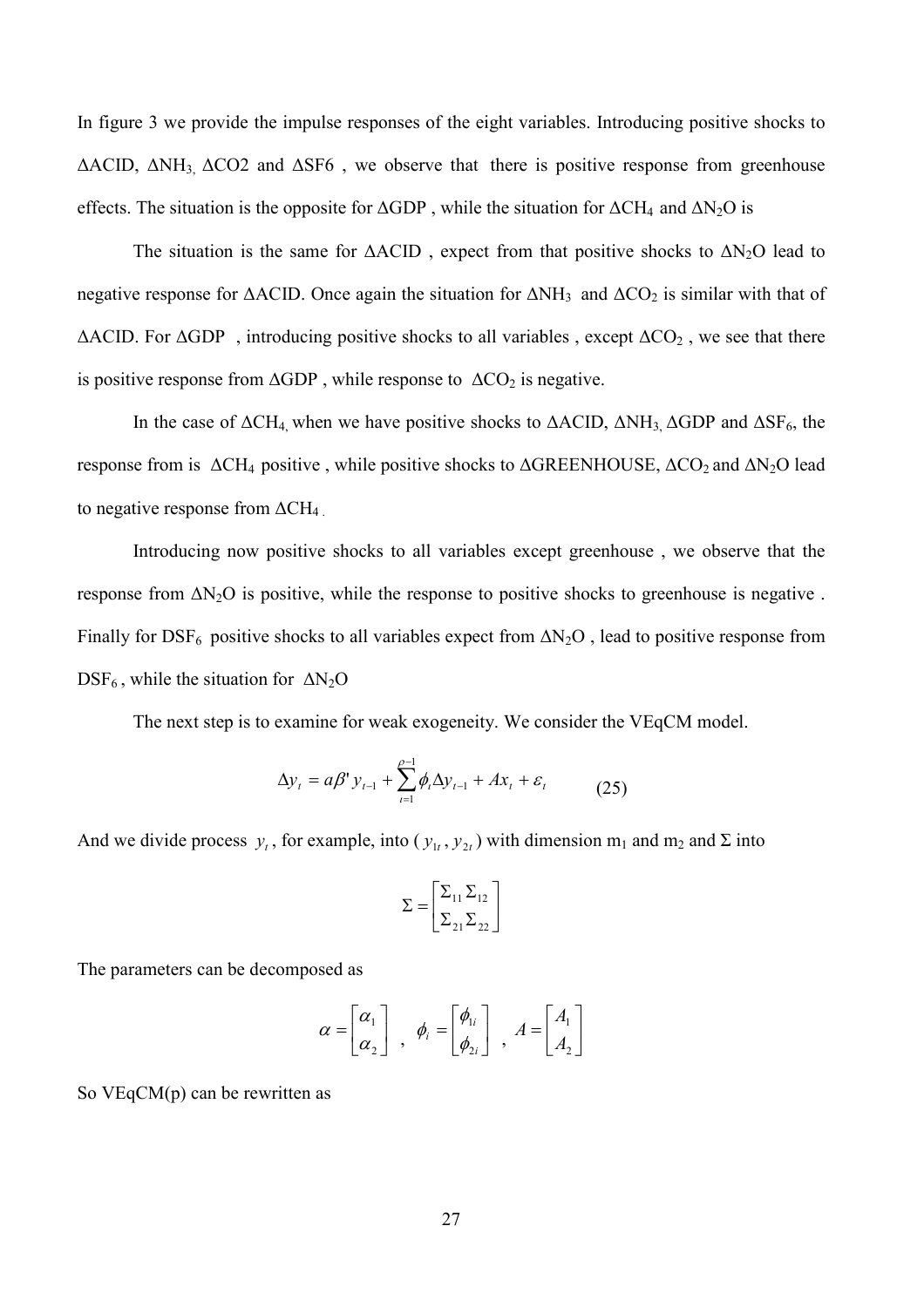In figure 3 we provide the impulse responses of the eight variables. Introducing positive shocks to ΔACID, $\Delta NH_3$, ΔCO2 and ΔSF6 , we observe that there is positive response from greenhouse effects. The situation is the opposite for ΔGDP , while the situation for $\Delta CH_4$ and $\Delta N_2O$ is

The situation is the same for ΔACID , expect from that positive shocks to $\Delta N_2O$ lead to negative response for ΔACID. Once again the situation for $\Delta NH_3$ and $\Delta CO_2$ is similar with that of ΔACID. For ΔGDP , introducing positive shocks to all variables , except $\Delta CO_2$ , we see that there is positive response from ΔGDP , while response to $\Delta CO_2$ is negative.

In the case of $\Delta CH_4$, when we have positive shocks to ΔACID, $\Delta NH_3$, ΔGDP and $\Delta SF_6$, the response from is $\Delta CH_4$ positive , while positive shocks to ΔGREENHOUSE, $\Delta CO_2$ and $\Delta N_2O$ lead to negative response from $\Delta CH_4$ .

Introducing now positive shocks to all variables except greenhouse , we observe that the response from $\Delta N_2O$ is positive, while the response to positive shocks to greenhouse is negative . Finally for $DSF_6$ positive shocks to all variables expect from $\Delta N_2O$ , lead to positive response from $DSF_6$ , while the situation for $\Delta N_2O$

The next step is to examine for weak exogeneity. We consider the VEqCM model.

$$\Delta y_t = a\beta' y_{t-1} + \sum_{t=1}^{\rho-1} \phi_t \Delta y_{t-1} + Ax_t + \varepsilon_t \qquad (25)$$

And we divide process $y_t$, for example, into ( $y_{1t}$ , $y_{2t}$ ) with dimension $m_1$ and $m_2$ and Σ into

$$\Sigma = \begin{bmatrix} \Sigma_{11} \Sigma_{12} \\ \Sigma_{21} \Sigma_{22} \end{bmatrix}$$

The parameters can be decomposed as

$$\alpha = \begin{bmatrix} \alpha_1 \\ \alpha_2 \end{bmatrix} \ , \ \phi_i = \begin{bmatrix} \phi_{1i} \\ \phi_{2i} \end{bmatrix} \ , \ A = \begin{bmatrix} A_1 \\ A_2 \end{bmatrix}$$

So VEqCM(p) can be rewritten as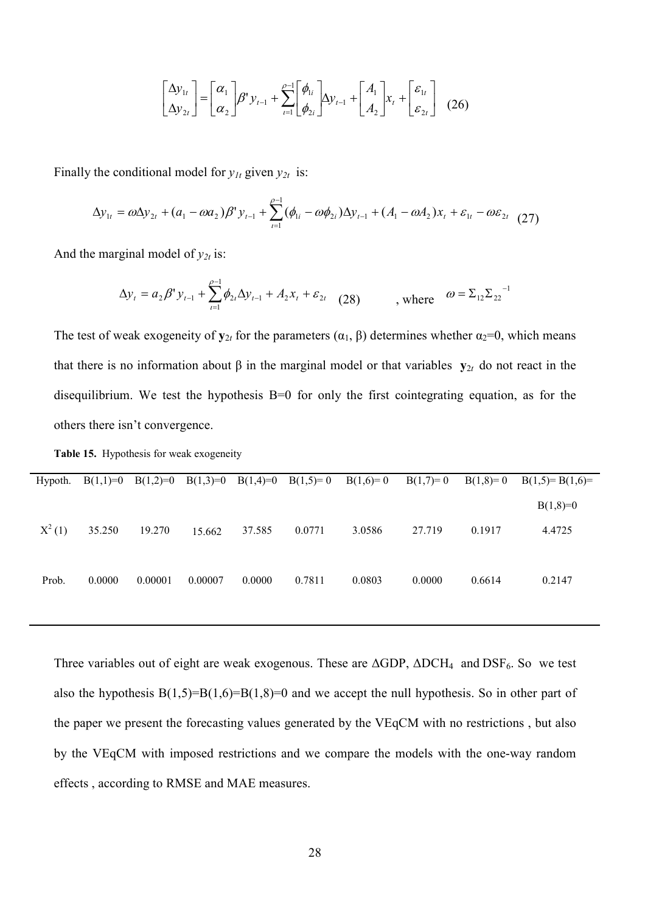$$\begin{bmatrix} \Delta y_{1t} \\ \Delta y_{2t} \end{bmatrix} = \begin{bmatrix} \alpha_1 \\ \alpha_2 \end{bmatrix} \beta' y_{t-1} + \sum_{t=1}^{\rho-1} \begin{bmatrix} \phi_{1i} \\ \phi_{2i} \end{bmatrix} \Delta y_{t-1} + \begin{bmatrix} A_1 \\ A_2 \end{bmatrix} x_t + \begin{bmatrix} \varepsilon_{1t} \\ \varepsilon_{2t} \end{bmatrix} \quad (26)$$

Finally the conditional model for $y_{1t}$ given $y_{2t}$ is:

$$\Delta y_{1t} = \omega \Delta y_{2t} + (a_1 - \omega a_2)\beta' y_{t-1} + \sum_{t=1}^{\rho-1} (\phi_{1i} - \omega \phi_{2i}) \Delta y_{t-1} + (A_1 - \omega A_2) x_t + \varepsilon_{1t} - \omega \varepsilon_{2t} \quad (27)$$

And the marginal model of $y_{2t}$ is:

$$\Delta y_t = a_2 \beta' y_{t-1} + \sum_{t=1}^{\rho-1} \phi_{2t} \Delta y_{t-1} + A_2 x_t + \varepsilon_{2t} \quad (28) \qquad \text{, where} \quad \omega = \Sigma_{12} \Sigma_{22}^{-1}$$

The test of weak exogeneity of $\mathbf{y}_{2t}$ for the parameters $(\alpha_1, \beta)$ determines whether $\alpha_2=0$, which means that there is no information about $\beta$ in the marginal model or that variables $\mathbf{y}_{2t}$ do not react in the disequilibrium. We test the hypothesis B=0 for only the first cointegrating equation, as for the others there isn't convergence.

**Table 15.** Hypothesis for weak exogeneity

| Hypoth. | B(1,1)=0 | B(1,2)=0 | B(1,3)=0 | B(1,4)=0 | B(1,5)= 0 | B(1,6)= 0 | B(1,7)= 0 | B(1,8)= 0 | B(1,5)= B(1,6)= B(1,8)=0 |
|---|---|---|---|---|---|---|---|---|---|
| $X^2$ (1) | 35.250 | 19.270 | 15.662 | 37.585 | 0.0771 | 3.0586 | 27.719 | 0.1917 | 4.4725 |
| Prob. | 0.0000 | 0.00001 | 0.00007 | 0.0000 | 0.7811 | 0.0803 | 0.0000 | 0.6614 | 0.2147 |

Three variables out of eight are weak exogenous. These are $\Delta$GDP, $\Delta DCH_4$ and $DSF_6$. So we test also the hypothesis B(1,5)=B(1,6)=B(1,8)=0 and we accept the null hypothesis. So in other part of the paper we present the forecasting values generated by the VEqCM with no restrictions , but also by the VEqCM with imposed restrictions and we compare the models with the one-way random effects , according to RMSE and MAE measures.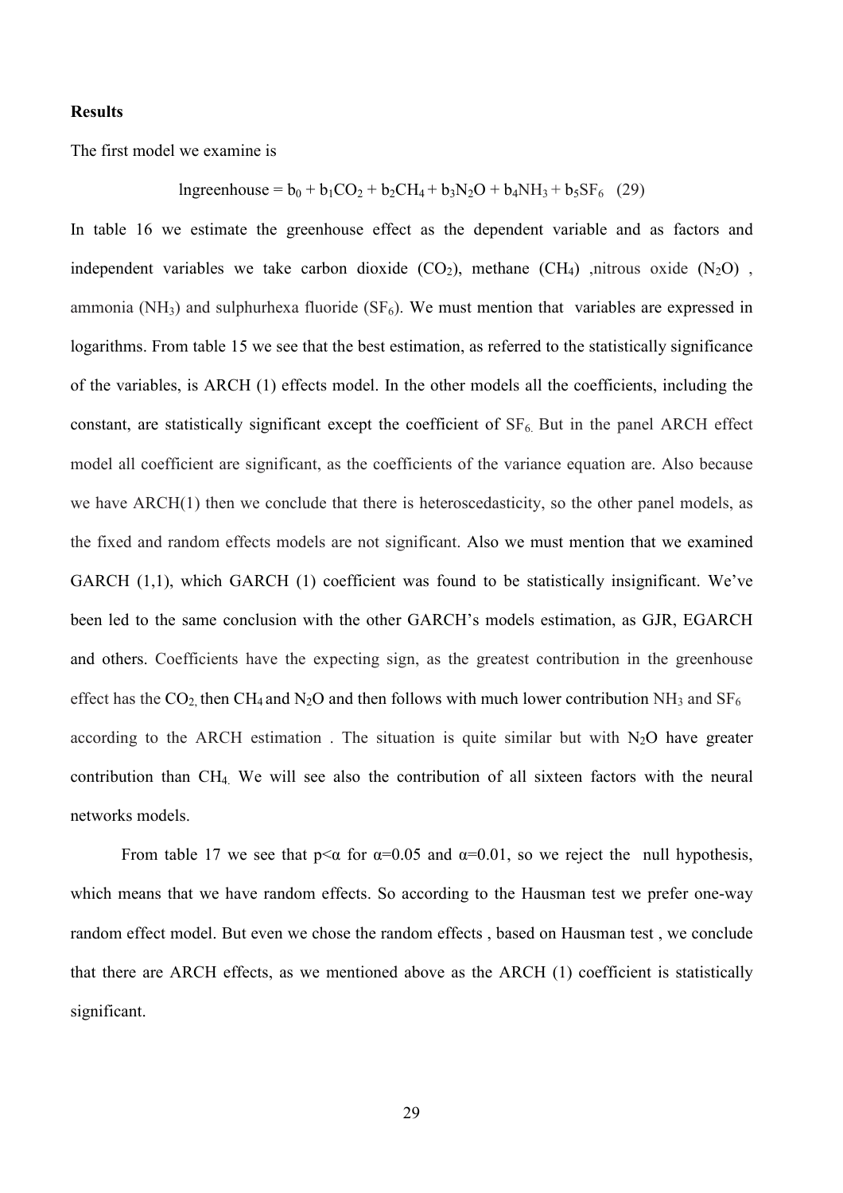**Results**

The first model we examine is

$$\text{lngreenhouse} = b_0 + b_1CO_2 + b_2CH_4 + b_3N_2O + b_4NH_3 + b_5SF_6 \quad (29)$$

In table 16 we estimate the greenhouse effect as the dependent variable and as factors and independent variables we take carbon dioxide ($CO_2$), methane ($CH_4$) ,nitrous oxide ($N_2O$) , ammonia ($NH_3$) and sulphurhexa fluoride ($SF_6$). We must mention that variables are expressed in logarithms. From table 15 we see that the best estimation, as referred to the statistically significance of the variables, is ARCH (1) effects model. In the other models all the coefficients, including the constant, are statistically significant except the coefficient of $SF_6$. But in the panel ARCH effect model all coefficient are significant, as the coefficients of the variance equation are. Also because we have ARCH(1) then we conclude that there is heteroscedasticity, so the other panel models, as the fixed and random effects models are not significant. Also we must mention that we examined GARCH (1,1), which GARCH (1) coefficient was found to be statistically insignificant. We've been led to the same conclusion with the other GARCH's models estimation, as GJR, EGARCH and others. Coefficients have the expecting sign, as the greatest contribution in the greenhouse effect has the $CO_2$, then $CH_4$ and $N_2O$ and then follows with much lower contribution $NH_3$ and $SF_6$ according to the ARCH estimation . The situation is quite similar but with $N_2O$ have greater contribution than $CH_4$. We will see also the contribution of all sixteen factors with the neural networks models.

From table 17 we see that $p<\alpha$ for $\alpha=0.05$ and $\alpha=0.01$, so we reject the null hypothesis, which means that we have random effects. So according to the Hausman test we prefer one-way random effect model. But even we chose the random effects , based on Hausman test , we conclude that there are ARCH effects, as we mentioned above as the ARCH (1) coefficient is statistically significant.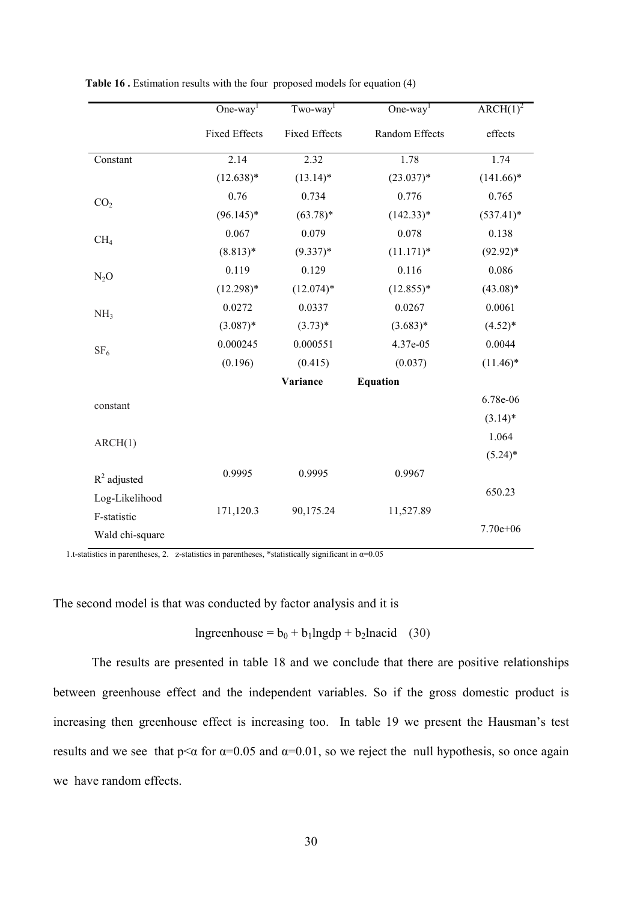**Table 16 .** Estimation results with the four proposed models for equation (4)

| | One-way[1] Fixed Effects | Two-way[1] Fixed Effects | One-way[1] Random Effects | ARCH(1)[2] effects |
|---|---|---|---|---|
| Constant | 2.14 | 2.32 | 1.78 | 1.74 |
| | (12.638)* | (13.14)* | (23.037)* | (141.66)* |
| $CO_2$ | 0.76 | 0.734 | 0.776 | 0.765 |
| | (96.145)* | (63.78)* | (142.33)* | (537.41)* |
| $CH_4$ | 0.067 | 0.079 | 0.078 | 0.138 |
| | (8.813)* | (9.337)* | (11.171)* | (92.92)* |
| $N_2O$ | 0.119 | 0.129 | 0.116 | 0.086 |
| | (12.298)* | (12.074)* | (12.855)* | (43.08)* |
| $NH_3$ | 0.0272 | 0.0337 | 0.0267 | 0.0061 |
| | (3.087)* | (3.73)* | (3.683)* | (4.52)* |
| $SF_6$ | 0.000245 | 0.000551 | 4.37e-05 | 0.0044 |
| | (0.196) | (0.415) | (0.037) | (11.46)* |
| | | **Variance** | **Equation** | |
| constant | | | | 6.78e-06 |
| | | | | (3.14)* |
| ARCH(1) | | | | 1.064 |
| | | | | (5.24)* |
| $R^2$ adjusted | 0.9995 | 0.9995 | 0.9967 | |
| Log-Likelihood | | | | 650.23 |
| F-statistic | 171,120.3 | 90,175.24 | 11,527.89 | |
| Wald chi-square | | | | 7.70e+06 |

1.t-statistics in parentheses, 2. z-statistics in parentheses, *statistically significant in $\alpha$=0.05

The second model is that was conducted by factor analysis and it is

$$\text{lngreenhouse} = b_0 + b_1\text{lngdp} + b_2\text{lnacid} \quad (30)$$

The results are presented in table 18 and we conclude that there are positive relationships between greenhouse effect and the independent variables. So if the gross domestic product is increasing then greenhouse effect is increasing too. In table 19 we present the Hausman's test results and we see that $p<\alpha$ for $\alpha=0.05$ and $\alpha=0.01$, so we reject the null hypothesis, so once again we have random effects.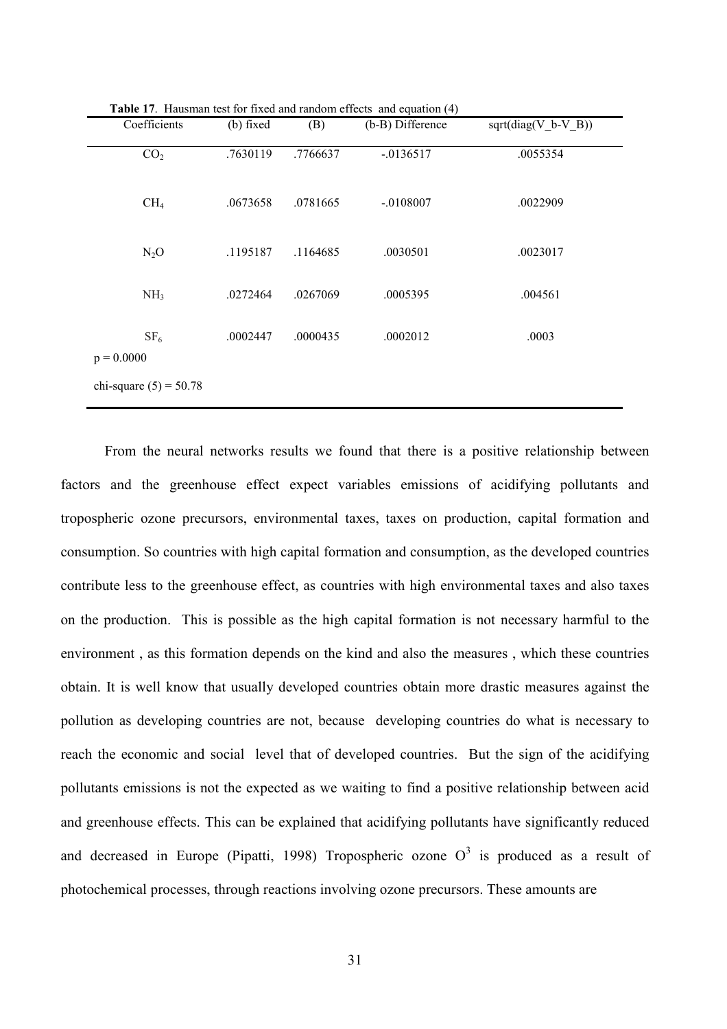**Table 17**. Hausman test for fixed and random effects and equation (4)

| Coefficients | (b) fixed | (B) | (b-B) Difference | sqrt(diag(V_b-V_B)) |
|---|---|---|---|---|
| $CO_2$ | .7630119 | .7766637 | -.0136517 | .0055354 |
| $CH_4$ | .0673658 | .0781665 | -.0108007 | .0022909 |
| $N_2O$ | .1195187 | .1164685 | .0030501 | .0023017 |
| $NH_3$ | .0272464 | .0267069 | .0005395 | .004561 |
| $SF_6$ | .0002447 | .0000435 | .0002012 | .0003 |
| $p = 0.0000$ | | | | |
| chi-square (5) = 50.78 | | | | |

From the neural networks results we found that there is a positive relationship between factors and the greenhouse effect expect variables emissions of acidifying pollutants and tropospheric ozone precursors, environmental taxes, taxes on production, capital formation and consumption. So countries with high capital formation and consumption, as the developed countries contribute less to the greenhouse effect, as countries with high environmental taxes and also taxes on the production. This is possible as the high capital formation is not necessary harmful to the environment , as this formation depends on the kind and also the measures , which these countries obtain. It is well know that usually developed countries obtain more drastic measures against the pollution as developing countries are not, because developing countries do what is necessary to reach the economic and social level that of developed countries. But the sign of the acidifying pollutants emissions is not the expected as we waiting to find a positive relationship between acid and greenhouse effects. This can be explained that acidifying pollutants have significantly reduced and decreased in Europe (Pipatti, 1998) Tropospheric ozone $O^3$ is produced as a result of photochemical processes, through reactions involving ozone precursors. These amounts are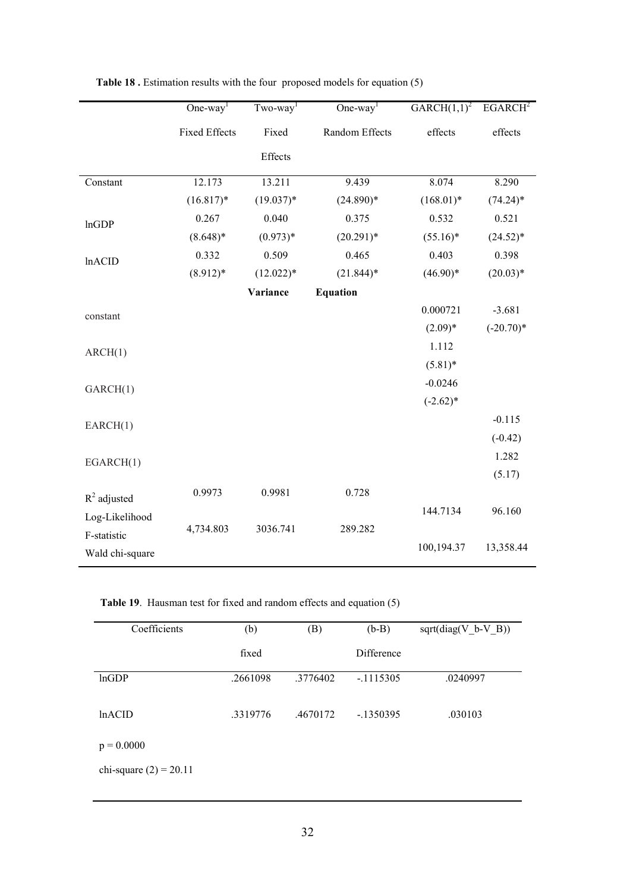**Table 18 .** Estimation results with the four proposed models for equation (5)

| | One-way[1] Fixed Effects | Two-way[1] Fixed Effects | One-way[1] Random Effects | GARCH(1,1)[2] effects | EGARCH[2] effects |
|---|---|---|---|---|---|
| Constant | 12.173 | 13.211 | 9.439 | 8.074 | 8.290 |
| | (16.817)* | (19.037)* | (24.890)* | (168.01)* | (74.24)* |
| lnGDP | 0.267 | 0.040 | 0.375 | 0.532 | 0.521 |
| | (8.648)* | (0.973)* | (20.291)* | (55.16)* | (24.52)* |
| lnACID | 0.332 | 0.509 | 0.465 | 0.403 | 0.398 |
| | (8.912)* | (12.022)* | (21.844)* | (46.90)* | (20.03)* |
| | | **Variance** | **Equation** | | |
| constant | | | | 0.000721 | -3.681 |
| | | | | (2.09)* | (-20.70)* |
| ARCH(1) | | | | 1.112 | |
| | | | | (5.81)* | |
| GARCH(1) | | | | -0.0246 | |
| | | | | (-2.62)* | |
| EARCH(1) | | | | | -0.115 |
| | | | | | (-0.42) |
| EGARCH(1) | | | | | 1.282 |
| | | | | | (5.17) |
| $R^2$ adjusted | 0.9973 | 0.9981 | 0.728 | | |
| Log-Likelihood | | | | 144.7134 | 96.160 |
| F-statistic | 4,734.803 | 3036.741 | 289.282 | | |
| Wald chi-square | | | | 100,194.37 | 13,358.44 |

**Table 19**. Hausman test for fixed and random effects and equation (5)

| Coefficients | (b) fixed | (B) | (b-B) Difference | sqrt(diag(V_b-V_B)) |
|---|---|---|---|---|
| lnGDP | .2661098 | .3776402 | -.1115305 | .0240997 |
| lnACID | .3319776 | .4670172 | -.1350395 | .030103 |
| p = 0.0000 | | | | |
| chi-square (2) = 20.11 | | | | |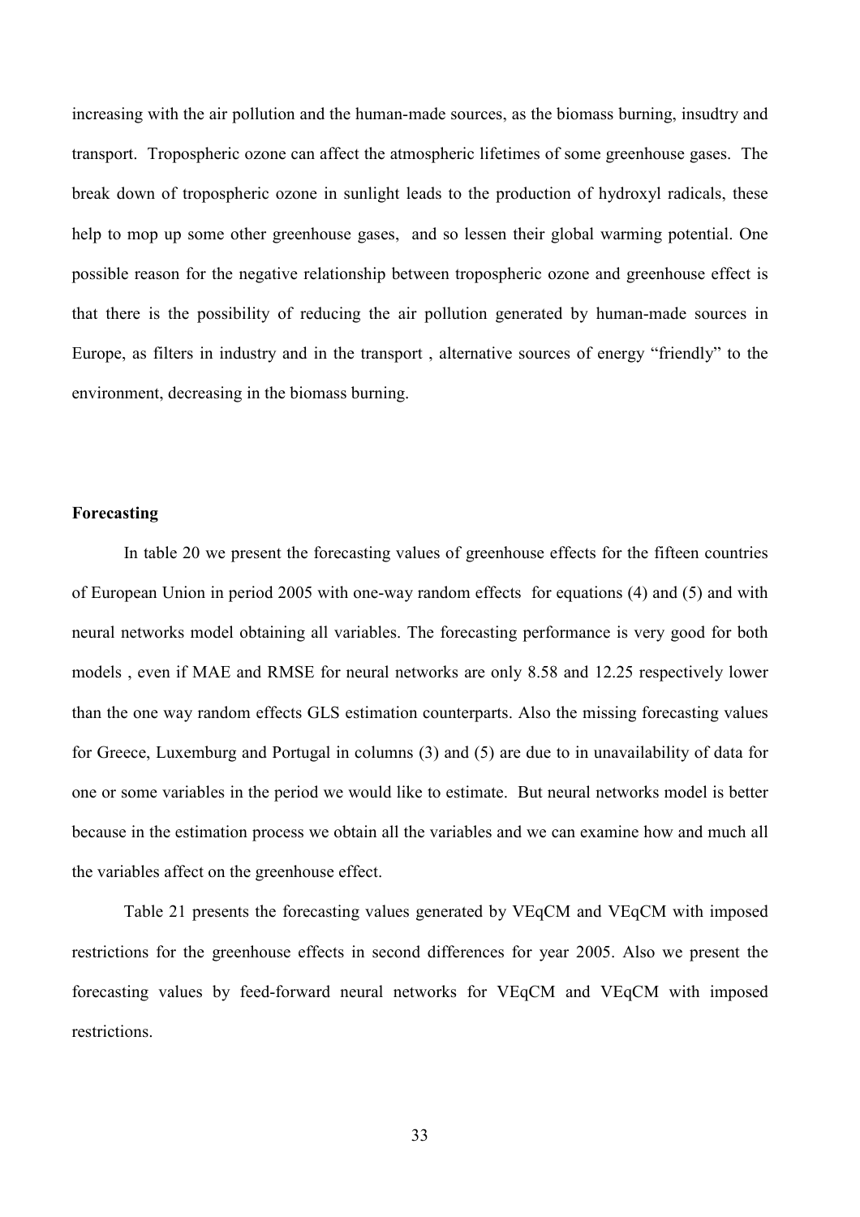increasing with the air pollution and the human-made sources, as the biomass burning, insudtry and transport. Tropospheric ozone can affect the atmospheric lifetimes of some greenhouse gases. The break down of tropospheric ozone in sunlight leads to the production of hydroxyl radicals, these help to mop up some other greenhouse gases, and so lessen their global warming potential. One possible reason for the negative relationship between tropospheric ozone and greenhouse effect is that there is the possibility of reducing the air pollution generated by human-made sources in Europe, as filters in industry and in the transport , alternative sources of energy "friendly" to the environment, decreasing in the biomass burning.

**Forecasting**

In table 20 we present the forecasting values of greenhouse effects for the fifteen countries of European Union in period 2005 with one-way random effects for equations (4) and (5) and with neural networks model obtaining all variables. The forecasting performance is very good for both models , even if MAE and RMSE for neural networks are only 8.58 and 12.25 respectively lower than the one way random effects GLS estimation counterparts. Also the missing forecasting values for Greece, Luxemburg and Portugal in columns (3) and (5) are due to in unavailability of data for one or some variables in the period we would like to estimate. But neural networks model is better because in the estimation process we obtain all the variables and we can examine how and much all the variables affect on the greenhouse effect.

Table 21 presents the forecasting values generated by VEqCM and VEqCM with imposed restrictions for the greenhouse effects in second differences for year 2005. Also we present the forecasting values by feed-forward neural networks for VEqCM and VEqCM with imposed restrictions.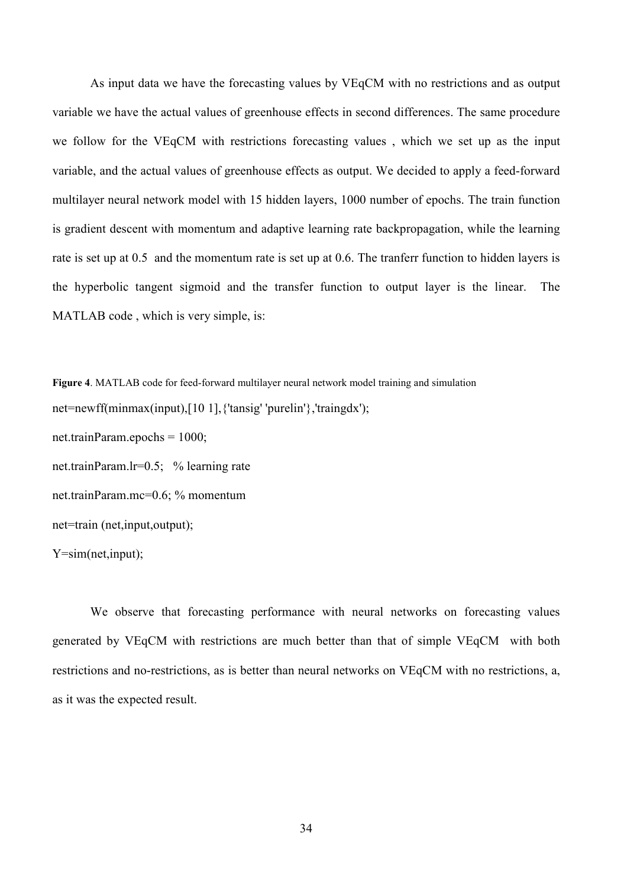As input data we have the forecasting values by VEqCM with no restrictions and as output variable we have the actual values of greenhouse effects in second differences. The same procedure we follow for the VEqCM with restrictions forecasting values , which we set up as the input variable, and the actual values of greenhouse effects as output. We decided to apply a feed-forward multilayer neural network model with 15 hidden layers, 1000 number of epochs. The train function is gradient descent with momentum and adaptive learning rate backpropagation, while the learning rate is set up at 0.5 and the momentum rate is set up at 0.6. The tranferr function to hidden layers is the hyperbolic tangent sigmoid and the transfer function to output layer is the linear. The MATLAB code , which is very simple, is:

**Figure 4**. MATLAB code for feed-forward multilayer neural network model training and simulation

```
net=newff(minmax(input),[10 1],{'tansig' 'purelin'},'traingdx');
net.trainParam.epochs = 1000;
net.trainParam.lr=0.5;   % learning rate
net.trainParam.mc=0.6; % momentum
net=train (net,input,output);
Y=sim(net,input);
```

We observe that forecasting performance with neural networks on forecasting values generated by VEqCM with restrictions are much better than that of simple VEqCM with both restrictions and no-restrictions, as is better than neural networks on VEqCM with no restrictions, a, as it was the expected result.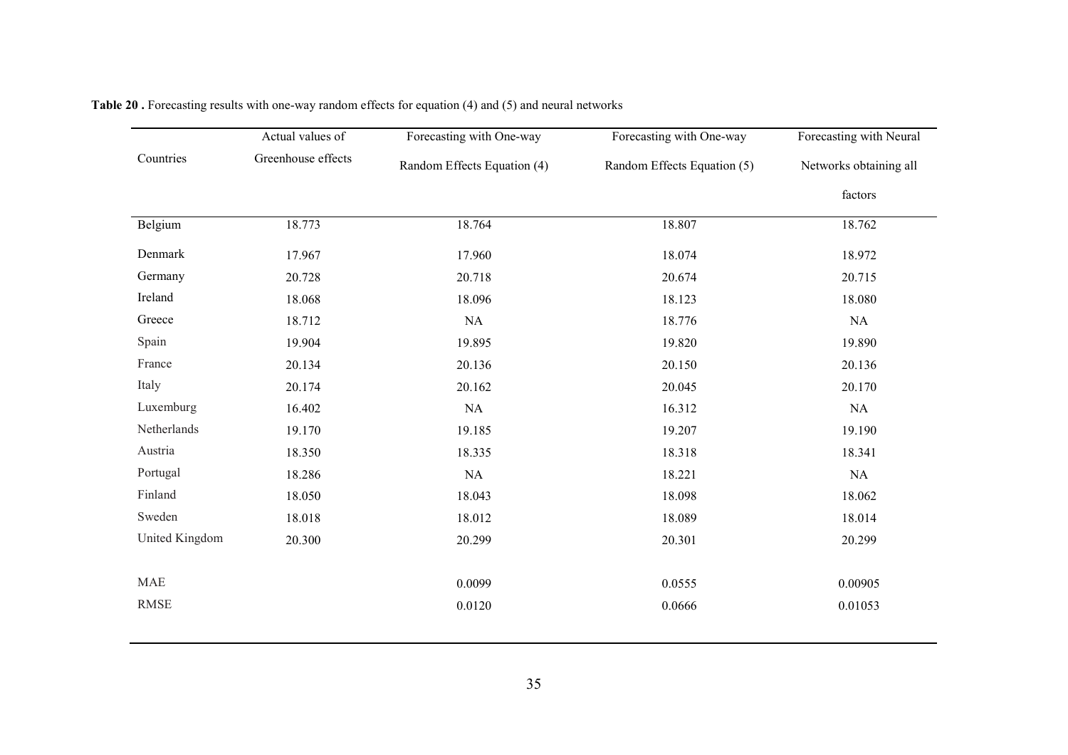**Table 20 .** Forecasting results with one-way random effects for equation (4) and (5) and neural networks

| Countries | Actual values of Greenhouse effects | Forecasting with One-way Random Effects Equation (4) | Forecasting with One-way Random Effects Equation (5) | Forecasting with Neural Networks obtaining all factors |
|---|---|---|---|---|
| Belgium | 18.773 | 18.764 | 18.807 | 18.762 |
| Denmark | 17.967 | 17.960 | 18.074 | 18.972 |
| Germany | 20.728 | 20.718 | 20.674 | 20.715 |
| Ireland | 18.068 | 18.096 | 18.123 | 18.080 |
| Greece | 18.712 | NA | 18.776 | NA |
| Spain | 19.904 | 19.895 | 19.820 | 19.890 |
| France | 20.134 | 20.136 | 20.150 | 20.136 |
| Italy | 20.174 | 20.162 | 20.045 | 20.170 |
| Luxemburg | 16.402 | NA | 16.312 | NA |
| Netherlands | 19.170 | 19.185 | 19.207 | 19.190 |
| Austria | 18.350 | 18.335 | 18.318 | 18.341 |
| Portugal | 18.286 | NA | 18.221 | NA |
| Finland | 18.050 | 18.043 | 18.098 | 18.062 |
| Sweden | 18.018 | 18.012 | 18.089 | 18.014 |
| United Kingdom | 20.300 | 20.299 | 20.301 | 20.299 |
| MAE | | 0.0099 | 0.0555 | 0.00905 |
| RMSE | | 0.0120 | 0.0666 | 0.01053 |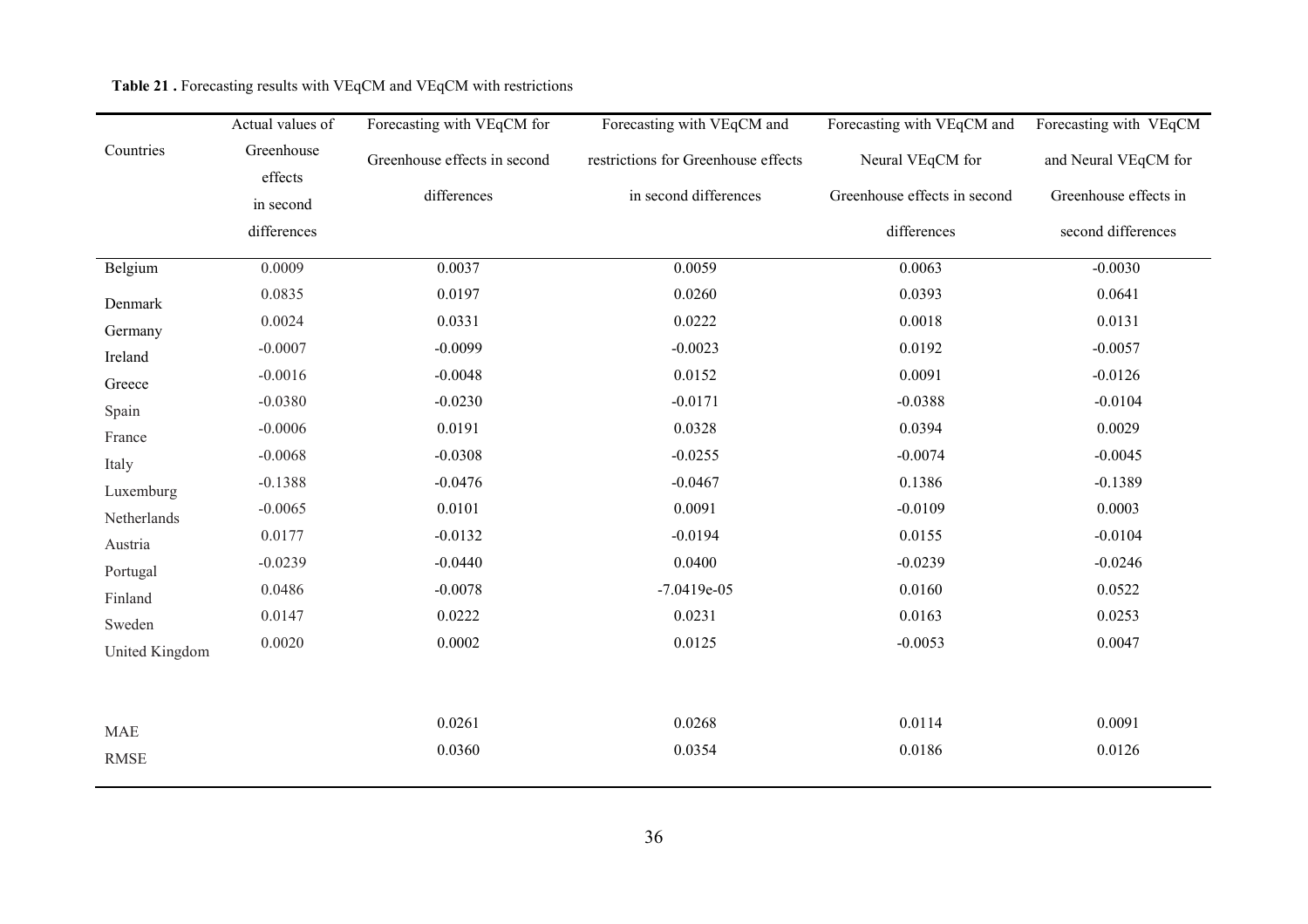**Table 21 .** Forecasting results with VEqCM and VEqCM with restrictions

| Countries | Actual values of Greenhouse effects in second differences | Forecasting with VEqCM for Greenhouse effects in second differences | Forecasting with VEqCM and restrictions for Greenhouse effects in second differences | Forecasting with VEqCM and Neural VEqCM for Greenhouse effects in second differences | Forecasting with VEqCM and Neural VEqCM for Greenhouse effects in second differences |
|---|---|---|---|---|---|
| Belgium | 0.0009 | 0.0037 | 0.0059 | 0.0063 | -0.0030 |
| Denmark | 0.0835 | 0.0197 | 0.0260 | 0.0393 | 0.0641 |
| Germany | 0.0024 | 0.0331 | 0.0222 | 0.0018 | 0.0131 |
| Ireland | -0.0007 | -0.0099 | -0.0023 | 0.0192 | -0.0057 |
| Greece | -0.0016 | -0.0048 | 0.0152 | 0.0091 | -0.0126 |
| Spain | -0.0380 | -0.0230 | -0.0171 | -0.0388 | -0.0104 |
| France | -0.0006 | 0.0191 | 0.0328 | 0.0394 | 0.0029 |
| Italy | -0.0068 | -0.0308 | -0.0255 | -0.0074 | -0.0045 |
| Luxemburg | -0.1388 | -0.0476 | -0.0467 | 0.1386 | -0.1389 |
| Netherlands | -0.0065 | 0.0101 | 0.0091 | -0.0109 | 0.0003 |
| Austria | 0.0177 | -0.0132 | -0.0194 | 0.0155 | -0.0104 |
| Portugal | -0.0239 | -0.0440 | 0.0400 | -0.0239 | -0.0246 |
| Finland | 0.0486 | -0.0078 | -7.0419e-05 | 0.0160 | 0.0522 |
| Sweden | 0.0147 | 0.0222 | 0.0231 | 0.0163 | 0.0253 |
| United Kingdom | 0.0020 | 0.0002 | 0.0125 | -0.0053 | 0.0047 |
| MAE | | 0.0261 | 0.0268 | 0.0114 | 0.0091 |
| RMSE | | 0.0360 | 0.0354 | 0.0186 | 0.0126 |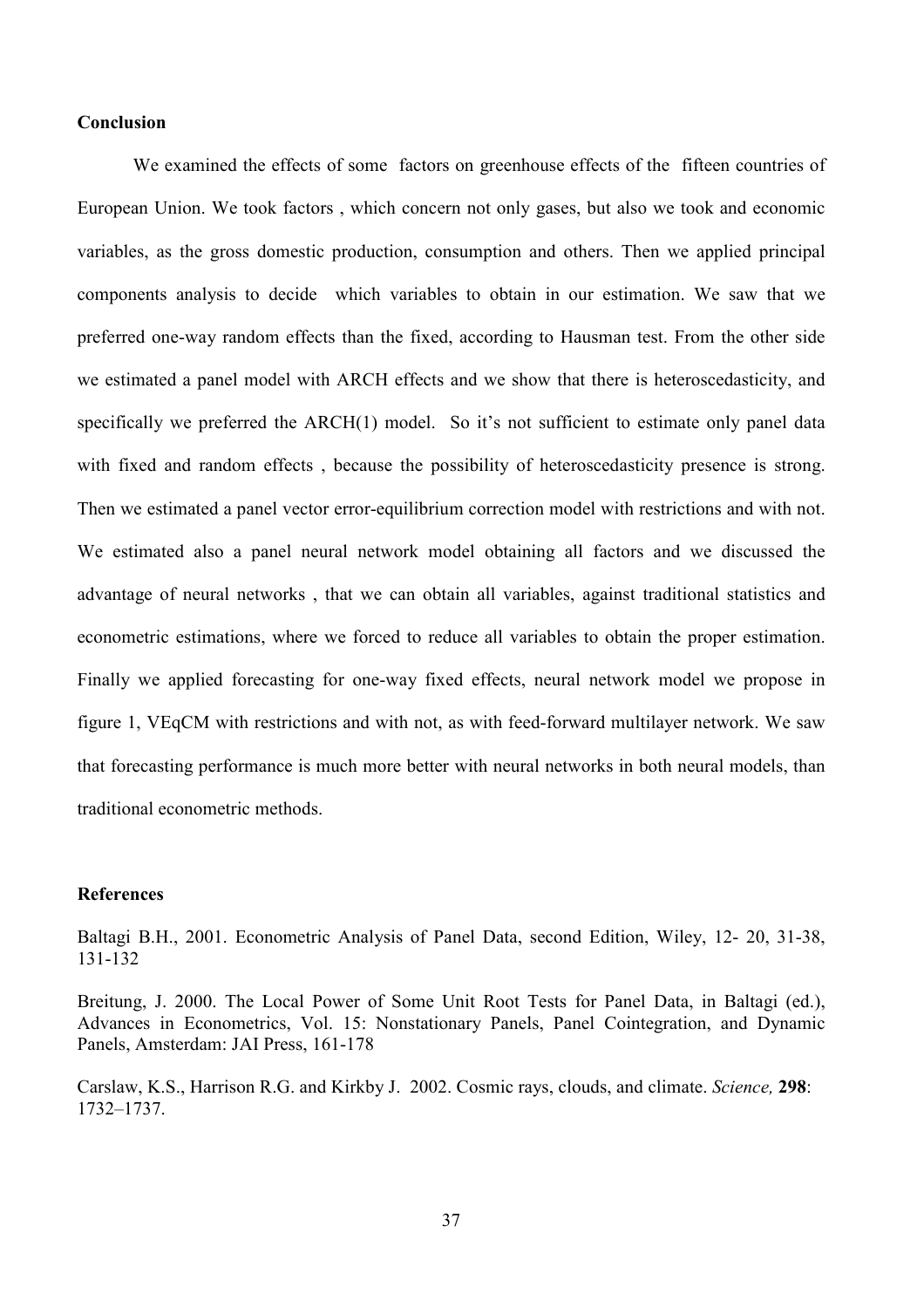**Conclusion**

We examined the effects of some factors on greenhouse effects of the fifteen countries of European Union. We took factors , which concern not only gases, but also we took and economic variables, as the gross domestic production, consumption and others. Then we applied principal components analysis to decide which variables to obtain in our estimation. We saw that we preferred one-way random effects than the fixed, according to Hausman test. From the other side we estimated a panel model with ARCH effects and we show that there is heteroscedasticity, and specifically we preferred the ARCH(1) model. So it's not sufficient to estimate only panel data with fixed and random effects , because the possibility of heteroscedasticity presence is strong. Then we estimated a panel vector error-equilibrium correction model with restrictions and with not. We estimated also a panel neural network model obtaining all factors and we discussed the advantage of neural networks , that we can obtain all variables, against traditional statistics and econometric estimations, where we forced to reduce all variables to obtain the proper estimation. Finally we applied forecasting for one-way fixed effects, neural network model we propose in figure 1, VEqCM with restrictions and with not, as with feed-forward multilayer network. We saw that forecasting performance is much more better with neural networks in both neural models, than traditional econometric methods.

**References**

Baltagi B.H., 2001. Econometric Analysis of Panel Data, second Edition, Wiley, 12- 20, 31-38, 131-132

Breitung, J. 2000. The Local Power of Some Unit Root Tests for Panel Data, in Baltagi (ed.), Advances in Econometrics, Vol. 15: Nonstationary Panels, Panel Cointegration, and Dynamic Panels, Amsterdam: JAI Press, 161-178

Carslaw, K.S., Harrison R.G. and Kirkby J. 2002. Cosmic rays, clouds, and climate. *Science,* **298**: 1732–1737.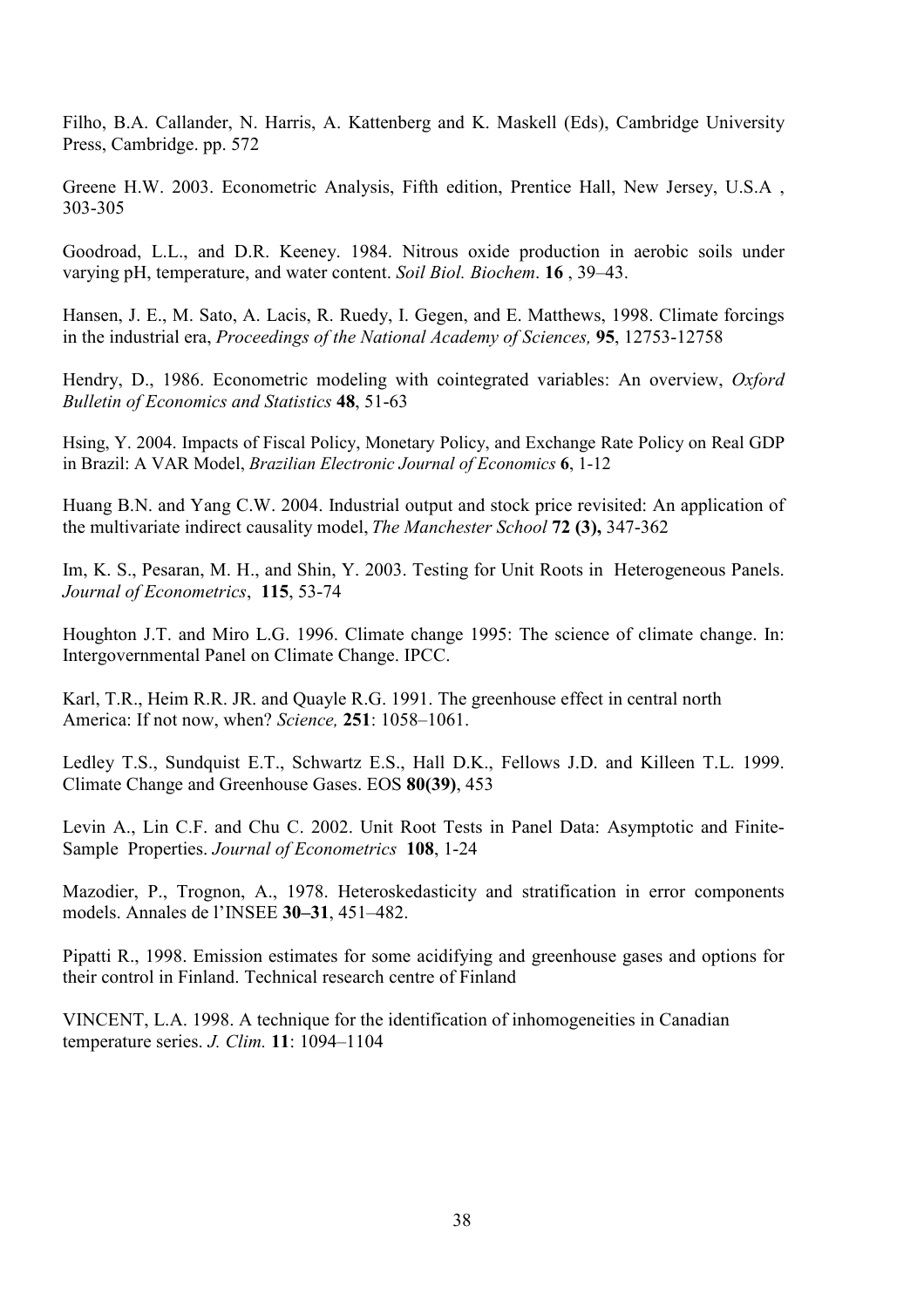Filho, B.A. Callander, N. Harris, A. Kattenberg and K. Maskell (Eds), Cambridge University Press, Cambridge. pp. 572

Greene H.W. 2003. Econometric Analysis, Fifth edition, Prentice Hall, New Jersey, U.S.A , 303-305

Goodroad, L.L., and D.R. Keeney. 1984. Nitrous oxide production in aerobic soils under varying pH, temperature, and water content. *Soil Biol. Biochem*. **16** , 39–43.

Hansen, J. E., M. Sato, A. Lacis, R. Ruedy, I. Gegen, and E. Matthews, 1998. Climate forcings in the industrial era, *Proceedings of the National Academy of Sciences,* **95**, 12753-12758

Hendry, D., 1986. Econometric modeling with cointegrated variables: An overview, *Oxford Bulletin of Economics and Statistics* **48**, 51-63

Hsing, Y. 2004. Impacts of Fiscal Policy, Monetary Policy, and Exchange Rate Policy on Real GDP in Brazil: A VAR Model, *Brazilian Electronic Journal of Economics* **6**, 1-12

Huang B.N. and Yang C.W. 2004. Industrial output and stock price revisited: An application of the multivariate indirect causality model, *The Manchester School* **72 (3),** 347-362

Im, K. S., Pesaran, M. H., and Shin, Y. 2003. Testing for Unit Roots in Heterogeneous Panels. *Journal of Econometrics*, **115**, 53-74

Houghton J.T. and Miro L.G. 1996. Climate change 1995: The science of climate change. In: Intergovernmental Panel on Climate Change. IPCC.

Karl, T.R., Heim R.R. JR. and Quayle R.G. 1991. The greenhouse effect in central north America: If not now, when? *Science,* **251**: 1058–1061.

Ledley T.S., Sundquist E.T., Schwartz E.S., Hall D.K., Fellows J.D. and Killeen T.L. 1999. Climate Change and Greenhouse Gases. EOS **80(39)**, 453

Levin A., Lin C.F. and Chu C. 2002. Unit Root Tests in Panel Data: Asymptotic and Finite-Sample Properties. *Journal of Econometrics* **108**, 1-24

Mazodier, P., Trognon, A., 1978. Heteroskedasticity and stratification in error components models. Annales de l'INSEE **30–31**, 451–482.

Pipatti R., 1998. Emission estimates for some acidifying and greenhouse gases and options for their control in Finland. Technical research centre of Finland

VINCENT, L.A. 1998. A technique for the identification of inhomogeneities in Canadian temperature series. *J. Clim.* **11**: 1094–1104